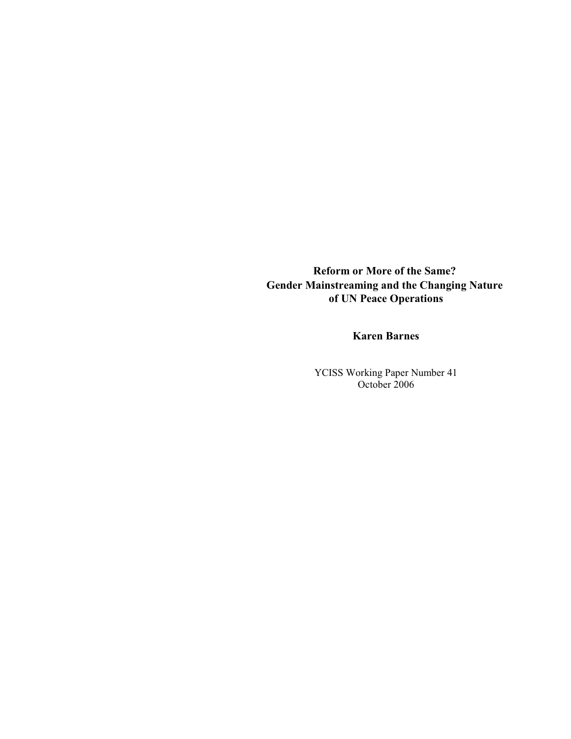# Reform or More of the Same?
# Gender Mainstreaming and the Changing Nature of UN Peace Operations

**Karen Barnes**

YCISS Working Paper Number 41
October 2006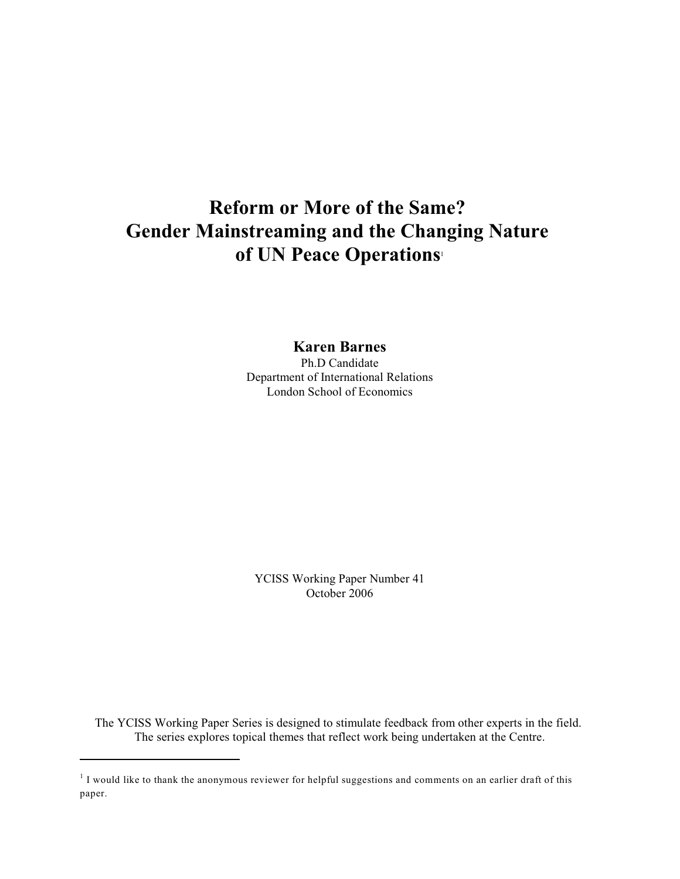# Reform or More of the Same? Gender Mainstreaming and the Changing Nature of UN Peace Operations[1]

**Karen Barnes**
Ph.D Candidate
Department of International Relations
London School of Economics

YCISS Working Paper Number 41
October 2006

The YCISS Working Paper Series is designed to stimulate feedback from other experts in the field. The series explores topical themes that reflect work being undertaken at the Centre.

---

[1] I would like to thank the anonymous reviewer for helpful suggestions and comments on an earlier draft of this paper.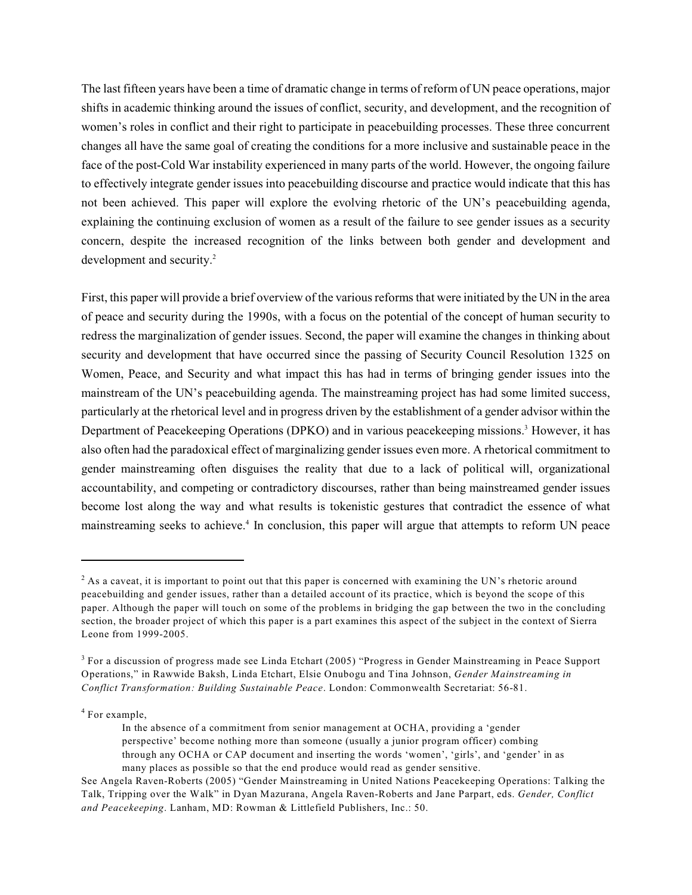The last fifteen years have been a time of dramatic change in terms of reform of UN peace operations, major shifts in academic thinking around the issues of conflict, security, and development, and the recognition of women's roles in conflict and their right to participate in peacebuilding processes. These three concurrent changes all have the same goal of creating the conditions for a more inclusive and sustainable peace in the face of the post-Cold War instability experienced in many parts of the world. However, the ongoing failure to effectively integrate gender issues into peacebuilding discourse and practice would indicate that this has not been achieved. This paper will explore the evolving rhetoric of the UN's peacebuilding agenda, explaining the continuing exclusion of women as a result of the failure to see gender issues as a security concern, despite the increased recognition of the links between both gender and development and development and security.[2]

First, this paper will provide a brief overview of the various reforms that were initiated by the UN in the area of peace and security during the 1990s, with a focus on the potential of the concept of human security to redress the marginalization of gender issues. Second, the paper will examine the changes in thinking about security and development that have occurred since the passing of Security Council Resolution 1325 on Women, Peace, and Security and what impact this has had in terms of bringing gender issues into the mainstream of the UN's peacebuilding agenda. The mainstreaming project has had some limited success, particularly at the rhetorical level and in progress driven by the establishment of a gender advisor within the Department of Peacekeeping Operations (DPKO) and in various peacekeeping missions.[3] However, it has also often had the paradoxical effect of marginalizing gender issues even more. A rhetorical commitment to gender mainstreaming often disguises the reality that due to a lack of political will, organizational accountability, and competing or contradictory discourses, rather than being mainstreamed gender issues become lost along the way and what results is tokenistic gestures that contradict the essence of what mainstreaming seeks to achieve.[4] In conclusion, this paper will argue that attempts to reform UN peace

---

[2] As a caveat, it is important to point out that this paper is concerned with examining the UN's rhetoric around peacebuilding and gender issues, rather than a detailed account of its practice, which is beyond the scope of this paper. Although the paper will touch on some of the problems in bridging the gap between the two in the concluding section, the broader project of which this paper is a part examines this aspect of the subject in the context of Sierra Leone from 1999-2005.

[3] For a discussion of progress made see Linda Etchart (2005) "Progress in Gender Mainstreaming in Peace Support Operations," in Rawwide Baksh, Linda Etchart, Elsie Onubogu and Tina Johnson, *Gender Mainstreaming in Conflict Transformation: Building Sustainable Peace*. London: Commonwealth Secretariat: 56-81.

[4] For example,

> In the absence of a commitment from senior management at OCHA, providing a 'gender perspective' become nothing more than someone (usually a junior program officer) combing through any OCHA or CAP document and inserting the words 'women', 'girls', and 'gender' in as many places as possible so that the end produce would read as gender sensitive.

See Angela Raven-Roberts (2005) "Gender Mainstreaming in United Nations Peacekeeping Operations: Talking the Talk, Tripping over the Walk" in Dyan Mazurana, Angela Raven-Roberts and Jane Parpart, eds. *Gender, Conflict and Peacekeeping*. Lanham, MD: Rowman & Littlefield Publishers, Inc.: 50.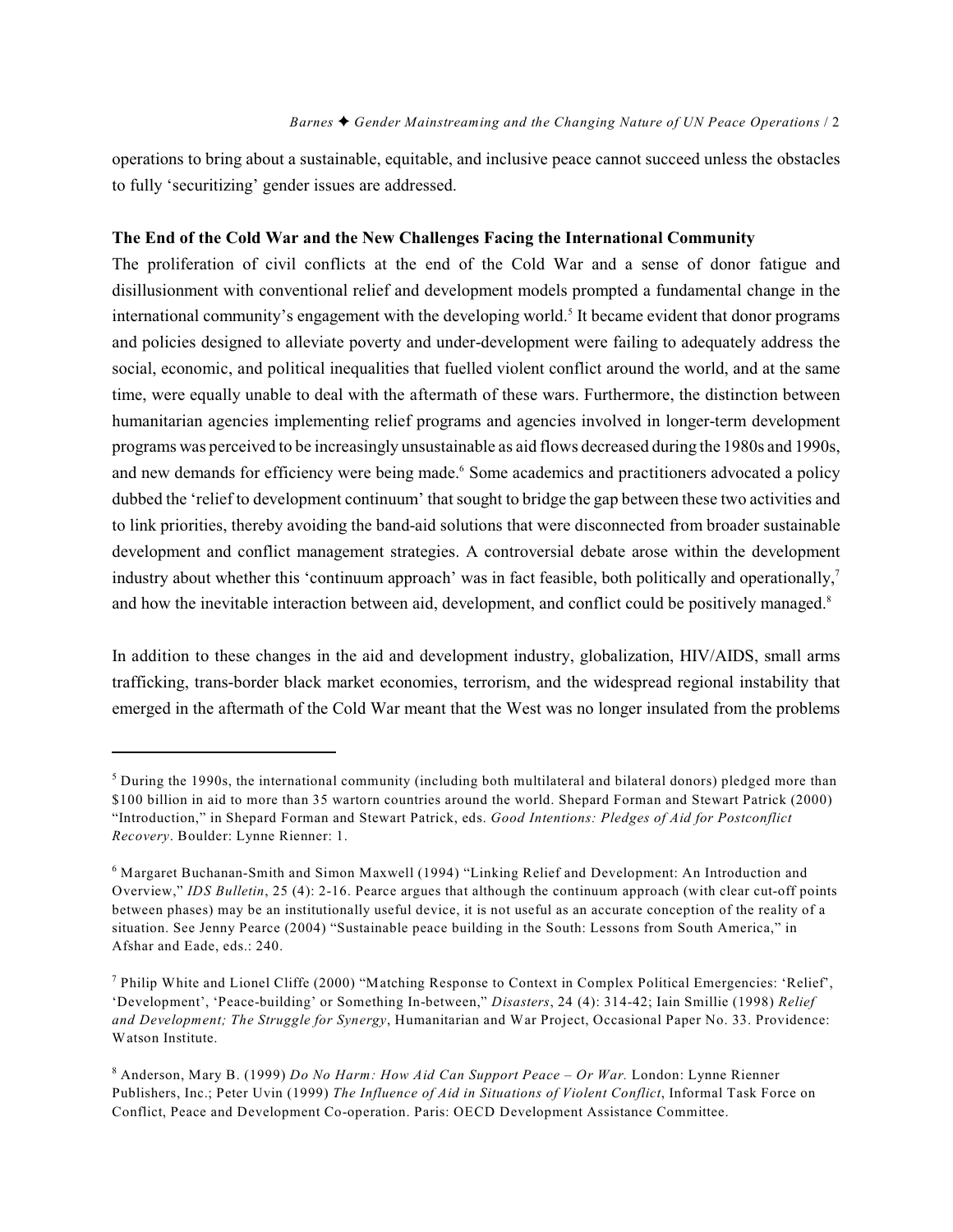operations to bring about a sustainable, equitable, and inclusive peace cannot succeed unless the obstacles to fully 'securitizing' gender issues are addressed.

**The End of the Cold War and the New Challenges Facing the International Community**

The proliferation of civil conflicts at the end of the Cold War and a sense of donor fatigue and disillusionment with conventional relief and development models prompted a fundamental change in the international community's engagement with the developing world.[5] It became evident that donor programs and policies designed to alleviate poverty and under-development were failing to adequately address the social, economic, and political inequalities that fuelled violent conflict around the world, and at the same time, were equally unable to deal with the aftermath of these wars. Furthermore, the distinction between humanitarian agencies implementing relief programs and agencies involved in longer-term development programs was perceived to be increasingly unsustainable as aid flows decreased during the 1980s and 1990s, and new demands for efficiency were being made.[6] Some academics and practitioners advocated a policy dubbed the 'relief to development continuum' that sought to bridge the gap between these two activities and to link priorities, thereby avoiding the band-aid solutions that were disconnected from broader sustainable development and conflict management strategies. A controversial debate arose within the development industry about whether this 'continuum approach' was in fact feasible, both politically and operationally,[7] and how the inevitable interaction between aid, development, and conflict could be positively managed.[8]

In addition to these changes in the aid and development industry, globalization, HIV/AIDS, small arms trafficking, trans-border black market economies, terrorism, and the widespread regional instability that emerged in the aftermath of the Cold War meant that the West was no longer insulated from the problems

---

[5] During the 1990s, the international community (including both multilateral and bilateral donors) pledged more than $100 billion in aid to more than 35 wartorn countries around the world. Shepard Forman and Stewart Patrick (2000) "Introduction," in Shepard Forman and Stewart Patrick, eds. *Good Intentions: Pledges of Aid for Postconflict Recovery*. Boulder: Lynne Rienner: 1.

[6] Margaret Buchanan-Smith and Simon Maxwell (1994) "Linking Relief and Development: An Introduction and Overview," *IDS Bulletin*, 25 (4): 2-16. Pearce argues that although the continuum approach (with clear cut-off points between phases) may be an institutionally useful device, it is not useful as an accurate conception of the reality of a situation. See Jenny Pearce (2004) "Sustainable peace building in the South: Lessons from South America," in Afshar and Eade, eds.: 240.

[7] Philip White and Lionel Cliffe (2000) "Matching Response to Context in Complex Political Emergencies: 'Relief', 'Development', 'Peace-building' or Something In-between," *Disasters*, 24 (4): 314-42; Iain Smillie (1998) *Relief and Development; The Struggle for Synergy*, Humanitarian and War Project, Occasional Paper No. 33. Providence: Watson Institute.

[8] Anderson, Mary B. (1999) *Do No Harm: How Aid Can Support Peace – Or War.* London: Lynne Rienner Publishers, Inc.; Peter Uvin (1999) *The Influence of Aid in Situations of Violent Conflict*, Informal Task Force on Conflict, Peace and Development Co-operation. Paris: OECD Development Assistance Committee.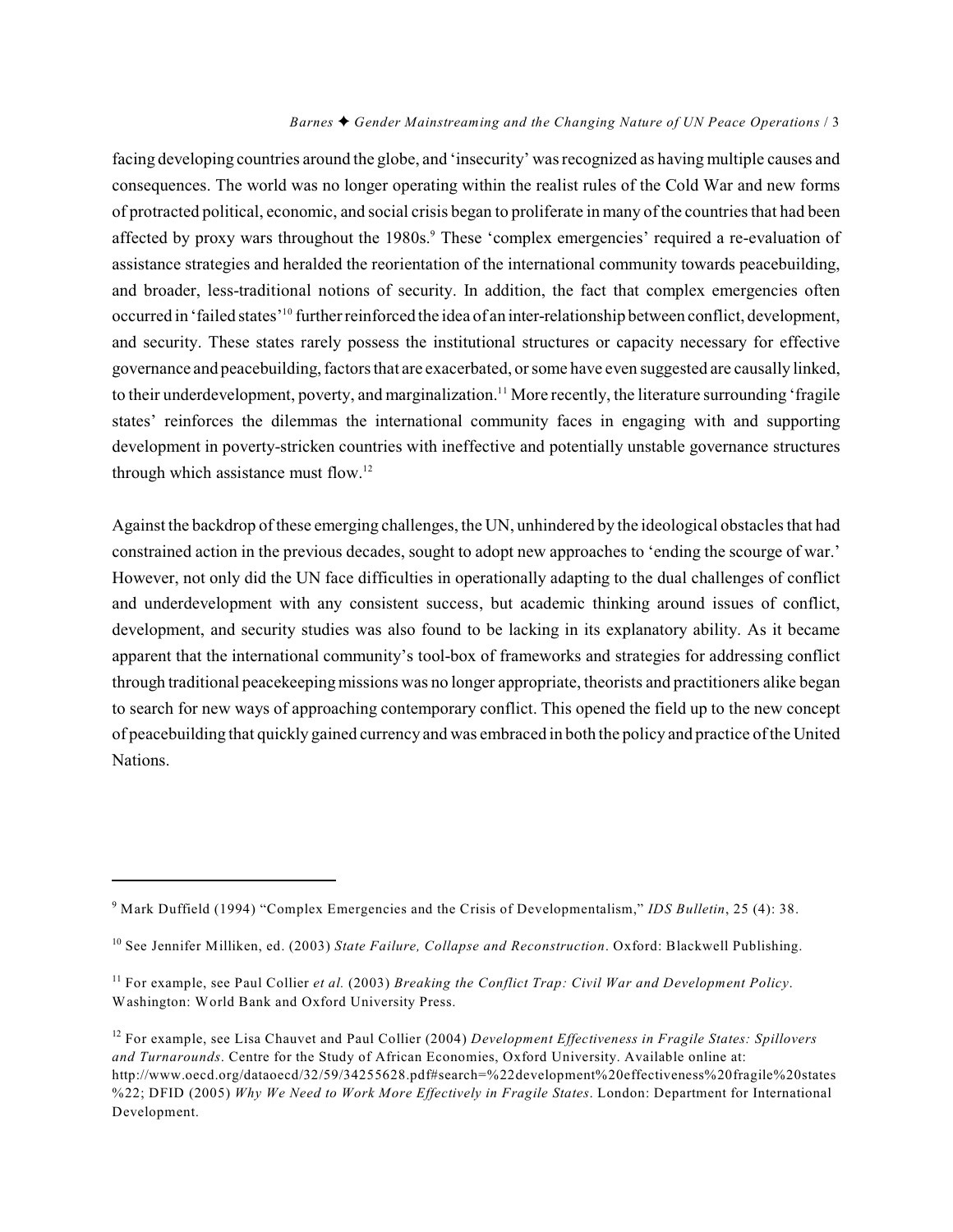facing developing countries around the globe, and 'insecurity' was recognized as having multiple causes and consequences. The world was no longer operating within the realist rules of the Cold War and new forms of protracted political, economic, and social crisis began to proliferate in many of the countries that had been affected by proxy wars throughout the 1980s.[9] These 'complex emergencies' required a re-evaluation of assistance strategies and heralded the reorientation of the international community towards peacebuilding, and broader, less-traditional notions of security. In addition, the fact that complex emergencies often occurred in 'failed states'[10] further reinforced the idea of an inter-relationship between conflict, development, and security. These states rarely possess the institutional structures or capacity necessary for effective governance and peacebuilding, factors that are exacerbated, or some have even suggested are causally linked, to their underdevelopment, poverty, and marginalization.[11] More recently, the literature surrounding 'fragile states' reinforces the dilemmas the international community faces in engaging with and supporting development in poverty-stricken countries with ineffective and potentially unstable governance structures through which assistance must flow.[12]

Against the backdrop of these emerging challenges, the UN, unhindered by the ideological obstacles that had constrained action in the previous decades, sought to adopt new approaches to 'ending the scourge of war.' However, not only did the UN face difficulties in operationally adapting to the dual challenges of conflict and underdevelopment with any consistent success, but academic thinking around issues of conflict, development, and security studies was also found to be lacking in its explanatory ability. As it became apparent that the international community's tool-box of frameworks and strategies for addressing conflict through traditional peacekeeping missions was no longer appropriate, theorists and practitioners alike began to search for new ways of approaching contemporary conflict. This opened the field up to the new concept of peacebuilding that quickly gained currency and was embraced in both the policy and practice of the United Nations.

---

[9] Mark Duffield (1994) "Complex Emergencies and the Crisis of Developmentalism," *IDS Bulletin*, 25 (4): 38.

[10] See Jennifer Milliken, ed. (2003) *State Failure, Collapse and Reconstruction*. Oxford: Blackwell Publishing.

[11] For example, see Paul Collier *et al.* (2003) *Breaking the Conflict Trap: Civil War and Development Policy*. Washington: World Bank and Oxford University Press.

[12] For example, see Lisa Chauvet and Paul Collier (2004) *Development Effectiveness in Fragile States: Spillovers and Turnarounds*. Centre for the Study of African Economies, Oxford University. Available online at: http://www.oecd.org/dataoecd/32/59/34255628.pdf#search=%22development%20effectiveness%20fragile%20states%22; DFID (2005) *Why We Need to Work More Effectively in Fragile States*. London: Department for International Development.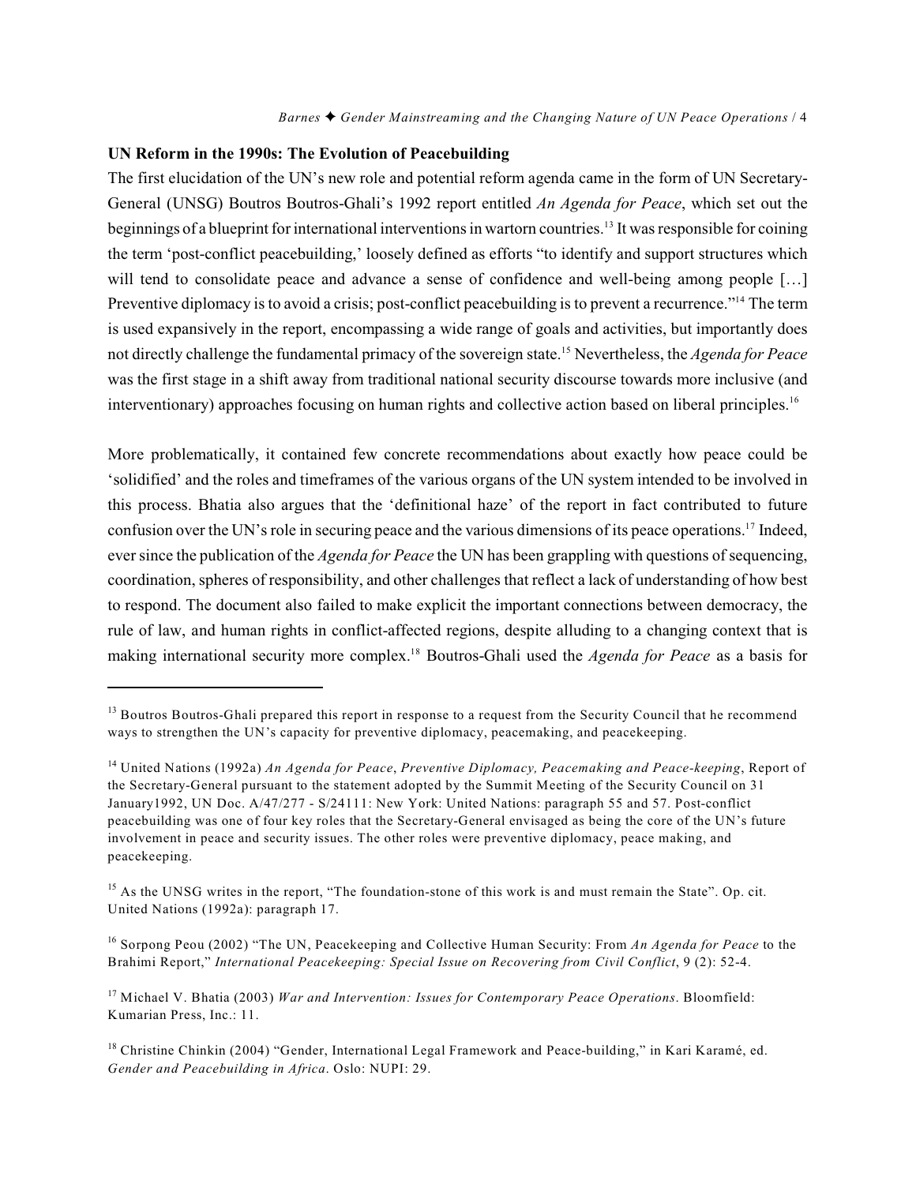## UN Reform in the 1990s: The Evolution of Peacebuilding

The first elucidation of the UN's new role and potential reform agenda came in the form of UN Secretary-General (UNSG) Boutros Boutros-Ghali's 1992 report entitled *An Agenda for Peace*, which set out the beginnings of a blueprint for international interventions in wartorn countries.[13] It was responsible for coining the term 'post-conflict peacebuilding,' loosely defined as efforts "to identify and support structures which will tend to consolidate peace and advance a sense of confidence and well-being among people […] Preventive diplomacy is to avoid a crisis; post-conflict peacebuilding is to prevent a recurrence."[14] The term is used expansively in the report, encompassing a wide range of goals and activities, but importantly does not directly challenge the fundamental primacy of the sovereign state.[15] Nevertheless, the *Agenda for Peace* was the first stage in a shift away from traditional national security discourse towards more inclusive (and interventionary) approaches focusing on human rights and collective action based on liberal principles.[16]

More problematically, it contained few concrete recommendations about exactly how peace could be 'solidified' and the roles and timeframes of the various organs of the UN system intended to be involved in this process. Bhatia also argues that the 'definitional haze' of the report in fact contributed to future confusion over the UN's role in securing peace and the various dimensions of its peace operations.[17] Indeed, ever since the publication of the *Agenda for Peace* the UN has been grappling with questions of sequencing, coordination, spheres of responsibility, and other challenges that reflect a lack of understanding of how best to respond. The document also failed to make explicit the important connections between democracy, the rule of law, and human rights in conflict-affected regions, despite alluding to a changing context that is making international security more complex.[18] Boutros-Ghali used the *Agenda for Peace* as a basis for

---

[13] Boutros Boutros-Ghali prepared this report in response to a request from the Security Council that he recommend ways to strengthen the UN's capacity for preventive diplomacy, peacemaking, and peacekeeping.

[14] United Nations (1992a) *An Agenda for Peace*, *Preventive Diplomacy, Peacemaking and Peace-keeping*, Report of the Secretary-General pursuant to the statement adopted by the Summit Meeting of the Security Council on 31 January1992, UN Doc. A/47/277 - S/24111: New York: United Nations: paragraph 55 and 57. Post-conflict peacebuilding was one of four key roles that the Secretary-General envisaged as being the core of the UN's future involvement in peace and security issues. The other roles were preventive diplomacy, peace making, and peacekeeping.

[15] As the UNSG writes in the report, "The foundation-stone of this work is and must remain the State". Op. cit. United Nations (1992a): paragraph 17.

[16] Sorpong Peou (2002) "The UN, Peacekeeping and Collective Human Security: From *An Agenda for Peace* to the Brahimi Report," *International Peacekeeping: Special Issue on Recovering from Civil Conflict*, 9 (2): 52-4.

[17] Michael V. Bhatia (2003) *War and Intervention: Issues for Contemporary Peace Operations*. Bloomfield: Kumarian Press, Inc.: 11.

[18] Christine Chinkin (2004) "Gender, International Legal Framework and Peace-building," in Kari Karamé, ed. *Gender and Peacebuilding in Africa*. Oslo: NUPI: 29.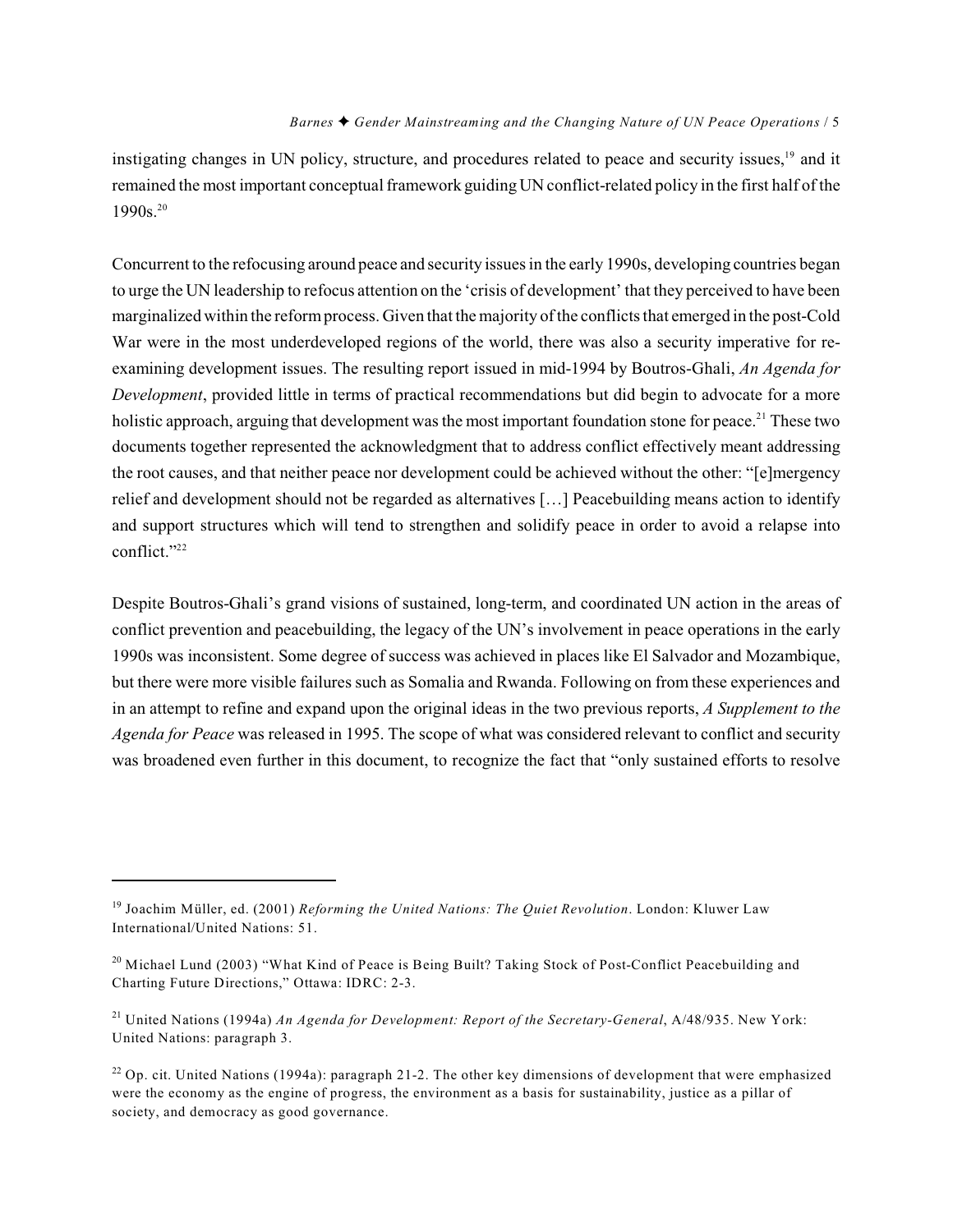instigating changes in UN policy, structure, and procedures related to peace and security issues,[19] and it remained the most important conceptual framework guiding UN conflict-related policy in the first half of the 1990s.[20]

Concurrent to the refocusing around peace and security issues in the early 1990s, developing countries began to urge the UN leadership to refocus attention on the 'crisis of development' that they perceived to have been marginalized within the reform process. Given that the majority of the conflicts that emerged in the post-Cold War were in the most underdeveloped regions of the world, there was also a security imperative for re-examining development issues. The resulting report issued in mid-1994 by Boutros-Ghali, *An Agenda for Development*, provided little in terms of practical recommendations but did begin to advocate for a more holistic approach, arguing that development was the most important foundation stone for peace.[21] These two documents together represented the acknowledgment that to address conflict effectively meant addressing the root causes, and that neither peace nor development could be achieved without the other: "[e]mergency relief and development should not be regarded as alternatives […] Peacebuilding means action to identify and support structures which will tend to strengthen and solidify peace in order to avoid a relapse into conflict."[22]

Despite Boutros-Ghali's grand visions of sustained, long-term, and coordinated UN action in the areas of conflict prevention and peacebuilding, the legacy of the UN's involvement in peace operations in the early 1990s was inconsistent. Some degree of success was achieved in places like El Salvador and Mozambique, but there were more visible failures such as Somalia and Rwanda. Following on from these experiences and in an attempt to refine and expand upon the original ideas in the two previous reports, *A Supplement to the Agenda for Peace* was released in 1995. The scope of what was considered relevant to conflict and security was broadened even further in this document, to recognize the fact that "only sustained efforts to resolve

---

[19] Joachim Müller, ed. (2001) *Reforming the United Nations: The Quiet Revolution*. London: Kluwer Law International/United Nations: 51.

[20] Michael Lund (2003) "What Kind of Peace is Being Built? Taking Stock of Post-Conflict Peacebuilding and Charting Future Directions," Ottawa: IDRC: 2-3.

[21] United Nations (1994a) *An Agenda for Development: Report of the Secretary-General*, A/48/935. New York: United Nations: paragraph 3.

[22] Op. cit. United Nations (1994a): paragraph 21-2. The other key dimensions of development that were emphasized were the economy as the engine of progress, the environment as a basis for sustainability, justice as a pillar of society, and democracy as good governance.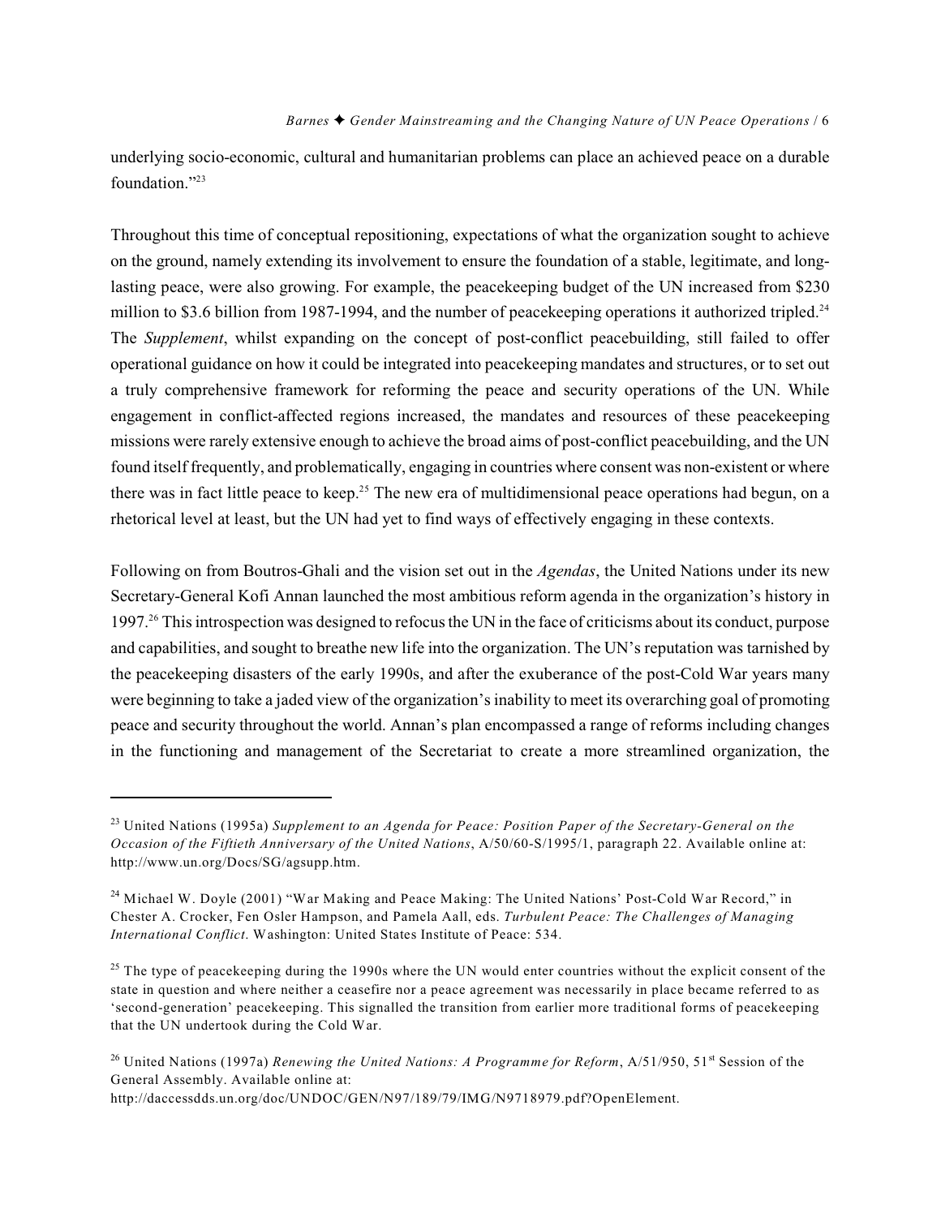underlying socio-economic, cultural and humanitarian problems can place an achieved peace on a durable foundation."[23]

Throughout this time of conceptual repositioning, expectations of what the organization sought to achieve on the ground, namely extending its involvement to ensure the foundation of a stable, legitimate, and long-lasting peace, were also growing. For example, the peacekeeping budget of the UN increased from $230 million to $3.6 billion from 1987-1994, and the number of peacekeeping operations it authorized tripled.[24] The *Supplement*, whilst expanding on the concept of post-conflict peacebuilding, still failed to offer operational guidance on how it could be integrated into peacekeeping mandates and structures, or to set out a truly comprehensive framework for reforming the peace and security operations of the UN. While engagement in conflict-affected regions increased, the mandates and resources of these peacekeeping missions were rarely extensive enough to achieve the broad aims of post-conflict peacebuilding, and the UN found itself frequently, and problematically, engaging in countries where consent was non-existent or where there was in fact little peace to keep.[25] The new era of multidimensional peace operations had begun, on a rhetorical level at least, but the UN had yet to find ways of effectively engaging in these contexts.

Following on from Boutros-Ghali and the vision set out in the *Agendas*, the United Nations under its new Secretary-General Kofi Annan launched the most ambitious reform agenda in the organization's history in 1997.[26] This introspection was designed to refocus the UN in the face of criticisms about its conduct, purpose and capabilities, and sought to breathe new life into the organization. The UN's reputation was tarnished by the peacekeeping disasters of the early 1990s, and after the exuberance of the post-Cold War years many were beginning to take a jaded view of the organization's inability to meet its overarching goal of promoting peace and security throughout the world. Annan's plan encompassed a range of reforms including changes in the functioning and management of the Secretariat to create a more streamlined organization, the

---

[23] United Nations (1995a) *Supplement to an Agenda for Peace: Position Paper of the Secretary-General on the Occasion of the Fiftieth Anniversary of the United Nations*, A/50/60-S/1995/1, paragraph 22. Available online at: http://www.un.org/Docs/SG/agsupp.htm.

[24] Michael W. Doyle (2001) "War Making and Peace Making: The United Nations' Post-Cold War Record," in Chester A. Crocker, Fen Osler Hampson, and Pamela Aall, eds. *Turbulent Peace: The Challenges of Managing International Conflict*. Washington: United States Institute of Peace: 534.

[25] The type of peacekeeping during the 1990s where the UN would enter countries without the explicit consent of the state in question and where neither a ceasefire nor a peace agreement was necessarily in place became referred to as 'second-generation' peacekeeping. This signalled the transition from earlier more traditional forms of peacekeeping that the UN undertook during the Cold War.

[26] United Nations (1997a) *Renewing the United Nations: A Programme for Reform*, A/51/950, 51st Session of the General Assembly. Available online at: http://daccessdds.un.org/doc/UNDOC/GEN/N97/189/79/IMG/N9718979.pdf?OpenElement.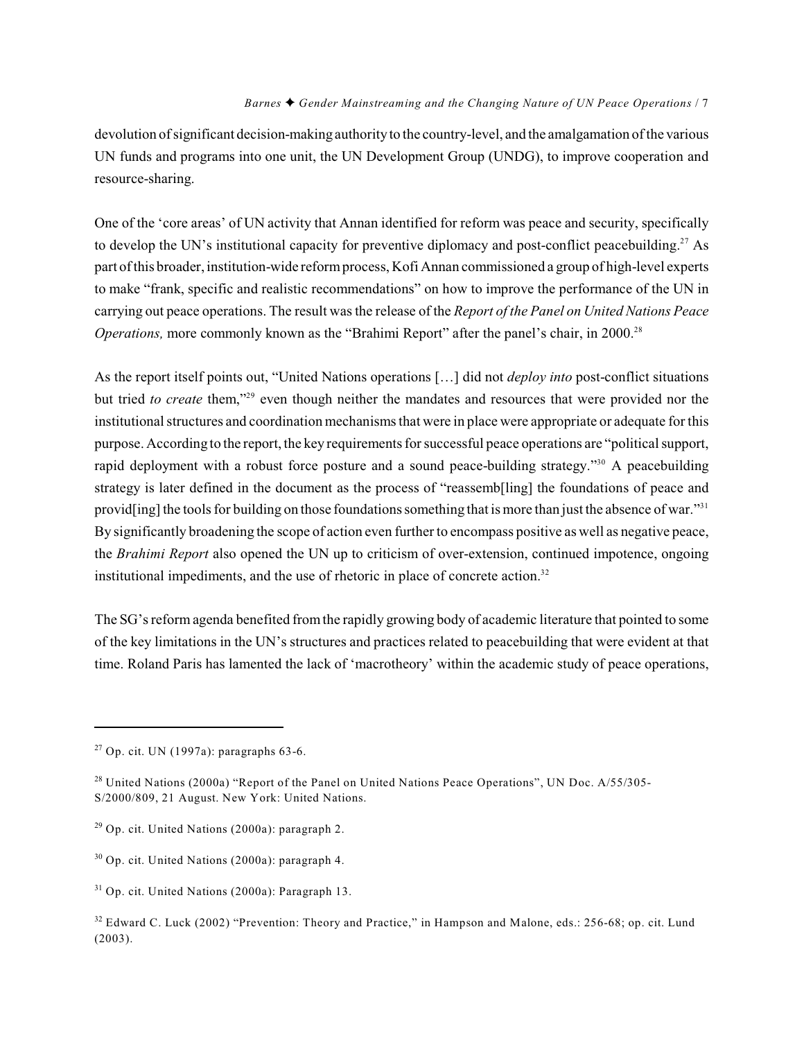devolution of significant decision-making authority to the country-level, and the amalgamation of the various UN funds and programs into one unit, the UN Development Group (UNDG), to improve cooperation and resource-sharing.

One of the 'core areas' of UN activity that Annan identified for reform was peace and security, specifically to develop the UN's institutional capacity for preventive diplomacy and post-conflict peacebuilding.[27] As part of this broader, institution-wide reform process, Kofi Annan commissioned a group of high-level experts to make "frank, specific and realistic recommendations" on how to improve the performance of the UN in carrying out peace operations. The result was the release of the *Report of the Panel on United Nations Peace Operations,* more commonly known as the "Brahimi Report" after the panel's chair, in 2000.[28]

As the report itself points out, "United Nations operations […] did not *deploy into* post-conflict situations but tried *to create* them,"[29] even though neither the mandates and resources that were provided nor the institutional structures and coordination mechanisms that were in place were appropriate or adequate for this purpose. According to the report, the key requirements for successful peace operations are "political support, rapid deployment with a robust force posture and a sound peace-building strategy."[30] A peacebuilding strategy is later defined in the document as the process of "reassemb[ling] the foundations of peace and provid[ing] the tools for building on those foundations something that is more than just the absence of war."[31] By significantly broadening the scope of action even further to encompass positive as well as negative peace, the *Brahimi Report* also opened the UN up to criticism of over-extension, continued impotence, ongoing institutional impediments, and the use of rhetoric in place of concrete action.[32]

The SG's reform agenda benefited from the rapidly growing body of academic literature that pointed to some of the key limitations in the UN's structures and practices related to peacebuilding that were evident at that time. Roland Paris has lamented the lack of 'macrotheory' within the academic study of peace operations,

---

[27] Op. cit. UN (1997a): paragraphs 63-6.

[28] United Nations (2000a) "Report of the Panel on United Nations Peace Operations", UN Doc. A/55/305-S/2000/809, 21 August. New York: United Nations.

[29] Op. cit. United Nations (2000a): paragraph 2.

[30] Op. cit. United Nations (2000a): paragraph 4.

[31] Op. cit. United Nations (2000a): Paragraph 13.

[32] Edward C. Luck (2002) "Prevention: Theory and Practice," in Hampson and Malone, eds.: 256-68; op. cit. Lund (2003).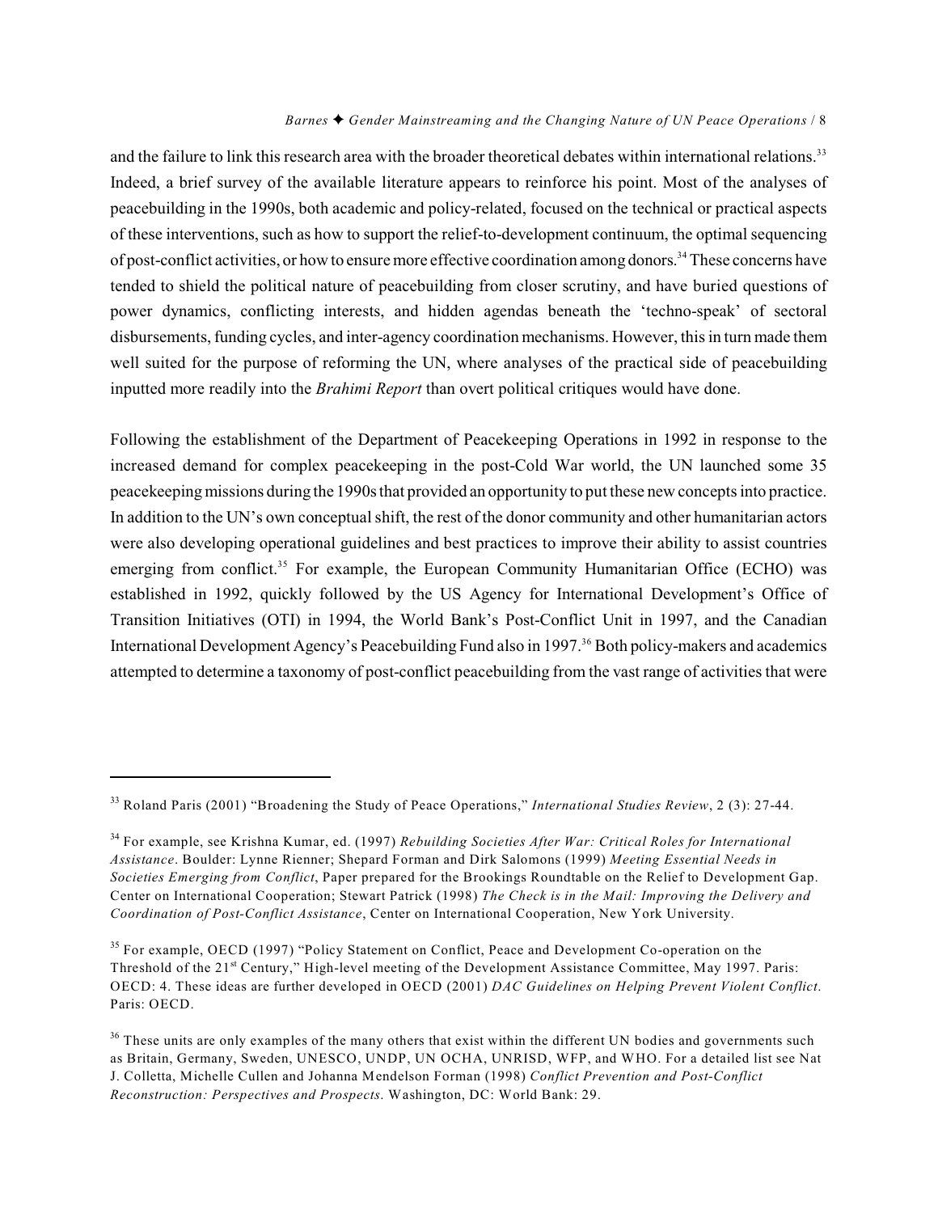and the failure to link this research area with the broader theoretical debates within international relations.[33] Indeed, a brief survey of the available literature appears to reinforce his point. Most of the analyses of peacebuilding in the 1990s, both academic and policy-related, focused on the technical or practical aspects of these interventions, such as how to support the relief-to-development continuum, the optimal sequencing of post-conflict activities, or how to ensure more effective coordination among donors.[34] These concerns have tended to shield the political nature of peacebuilding from closer scrutiny, and have buried questions of power dynamics, conflicting interests, and hidden agendas beneath the 'techno-speak' of sectoral disbursements, funding cycles, and inter-agency coordination mechanisms. However, this in turn made them well suited for the purpose of reforming the UN, where analyses of the practical side of peacebuilding inputted more readily into the *Brahimi Report* than overt political critiques would have done.

Following the establishment of the Department of Peacekeeping Operations in 1992 in response to the increased demand for complex peacekeeping in the post-Cold War world, the UN launched some 35 peacekeeping missions during the 1990s that provided an opportunity to put these new concepts into practice. In addition to the UN's own conceptual shift, the rest of the donor community and other humanitarian actors were also developing operational guidelines and best practices to improve their ability to assist countries emerging from conflict.[35] For example, the European Community Humanitarian Office (ECHO) was established in 1992, quickly followed by the US Agency for International Development's Office of Transition Initiatives (OTI) in 1994, the World Bank's Post-Conflict Unit in 1997, and the Canadian International Development Agency's Peacebuilding Fund also in 1997.[36] Both policy-makers and academics attempted to determine a taxonomy of post-conflict peacebuilding from the vast range of activities that were

---

[33] Roland Paris (2001) "Broadening the Study of Peace Operations," *International Studies Review*, 2 (3): 27-44.

[34] For example, see Krishna Kumar, ed. (1997) *Rebuilding Societies After War: Critical Roles for International Assistance*. Boulder: Lynne Rienner; Shepard Forman and Dirk Salomons (1999) *Meeting Essential Needs in Societies Emerging from Conflict*, Paper prepared for the Brookings Roundtable on the Relief to Development Gap. Center on International Cooperation; Stewart Patrick (1998) *The Check is in the Mail: Improving the Delivery and Coordination of Post-Conflict Assistance*, Center on International Cooperation, New York University.

[35] For example, OECD (1997) "Policy Statement on Conflict, Peace and Development Co-operation on the Threshold of the 21st Century," High-level meeting of the Development Assistance Committee, May 1997. Paris: OECD: 4. These ideas are further developed in OECD (2001) *DAC Guidelines on Helping Prevent Violent Conflict*. Paris: OECD.

[36] These units are only examples of the many others that exist within the different UN bodies and governments such as Britain, Germany, Sweden, UNESCO, UNDP, UN OCHA, UNRISD, WFP, and WHO. For a detailed list see Nat J. Colletta, Michelle Cullen and Johanna Mendelson Forman (1998) *Conflict Prevention and Post-Conflict Reconstruction: Perspectives and Prospects*. Washington, DC: World Bank: 29.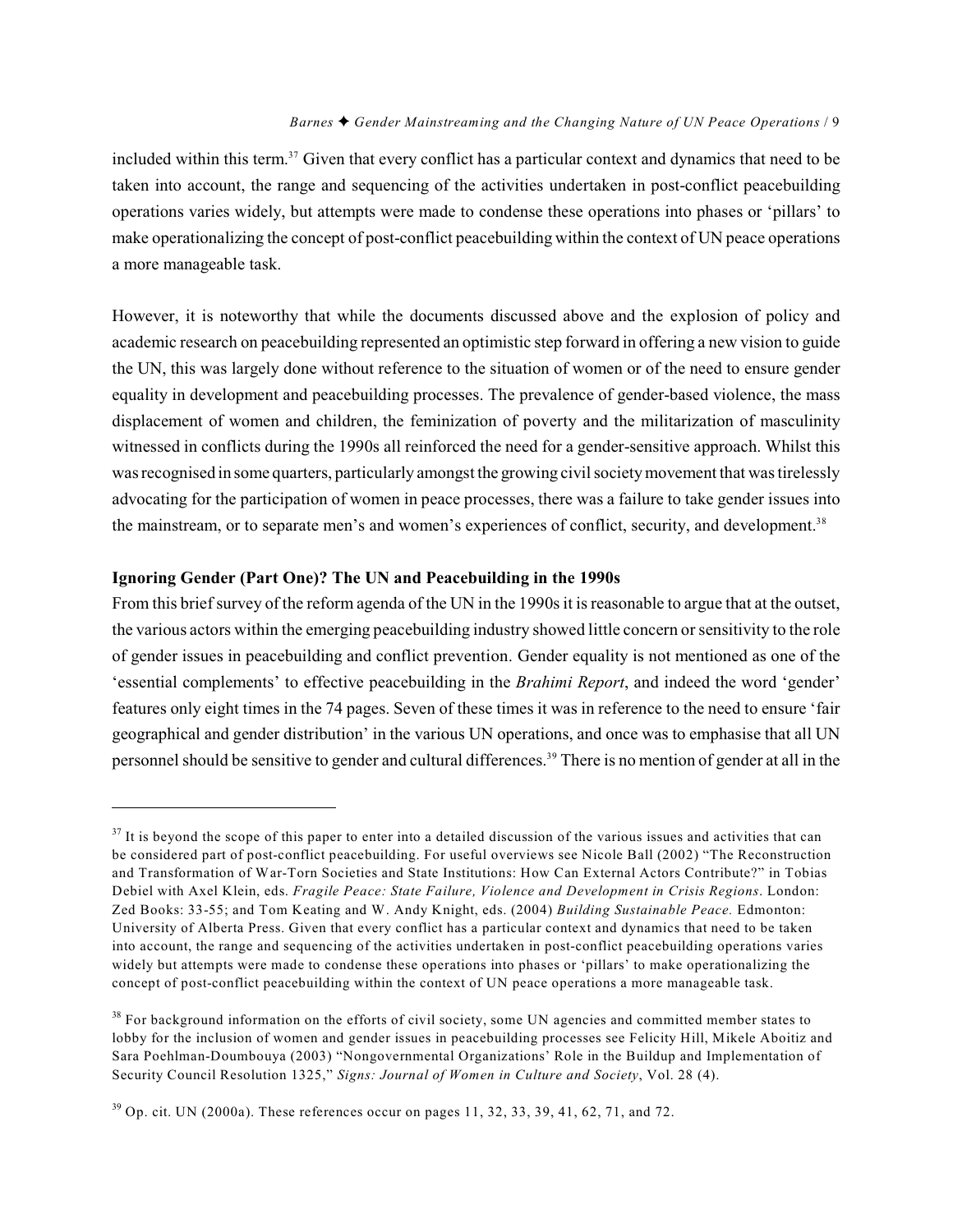included within this term.[37] Given that every conflict has a particular context and dynamics that need to be taken into account, the range and sequencing of the activities undertaken in post-conflict peacebuilding operations varies widely, but attempts were made to condense these operations into phases or 'pillars' to make operationalizing the concept of post-conflict peacebuilding within the context of UN peace operations a more manageable task.

However, it is noteworthy that while the documents discussed above and the explosion of policy and academic research on peacebuilding represented an optimistic step forward in offering a new vision to guide the UN, this was largely done without reference to the situation of women or of the need to ensure gender equality in development and peacebuilding processes. The prevalence of gender-based violence, the mass displacement of women and children, the feminization of poverty and the militarization of masculinity witnessed in conflicts during the 1990s all reinforced the need for a gender-sensitive approach. Whilst this was recognised in some quarters, particularly amongst the growing civil society movement that was tirelessly advocating for the participation of women in peace processes, there was a failure to take gender issues into the mainstream, or to separate men's and women's experiences of conflict, security, and development.[38]

**Ignoring Gender (Part One)? The UN and Peacebuilding in the 1990s**

From this brief survey of the reform agenda of the UN in the 1990s it is reasonable to argue that at the outset, the various actors within the emerging peacebuilding industry showed little concern or sensitivity to the role of gender issues in peacebuilding and conflict prevention. Gender equality is not mentioned as one of the 'essential complements' to effective peacebuilding in the *Brahimi Report*, and indeed the word 'gender' features only eight times in the 74 pages. Seven of these times it was in reference to the need to ensure 'fair geographical and gender distribution' in the various UN operations, and once was to emphasise that all UN personnel should be sensitive to gender and cultural differences.[39] There is no mention of gender at all in the

---

[37] It is beyond the scope of this paper to enter into a detailed discussion of the various issues and activities that can be considered part of post-conflict peacebuilding. For useful overviews see Nicole Ball (2002) "The Reconstruction and Transformation of War-Torn Societies and State Institutions: How Can External Actors Contribute?" in Tobias Debiel with Axel Klein, eds. *Fragile Peace: State Failure, Violence and Development in Crisis Regions*. London: Zed Books: 33-55; and Tom Keating and W. Andy Knight, eds. (2004) *Building Sustainable Peace.* Edmonton: University of Alberta Press. Given that every conflict has a particular context and dynamics that need to be taken into account, the range and sequencing of the activities undertaken in post-conflict peacebuilding operations varies widely but attempts were made to condense these operations into phases or 'pillars' to make operationalizing the concept of post-conflict peacebuilding within the context of UN peace operations a more manageable task.

[38] For background information on the efforts of civil society, some UN agencies and committed member states to lobby for the inclusion of women and gender issues in peacebuilding processes see Felicity Hill, Mikele Aboitiz and Sara Poehlman-Doumbouya (2003) "Nongovernmental Organizations' Role in the Buildup and Implementation of Security Council Resolution 1325," *Signs: Journal of Women in Culture and Society*, Vol. 28 (4).

[39] Op. cit. UN (2000a). These references occur on pages 11, 32, 33, 39, 41, 62, 71, and 72.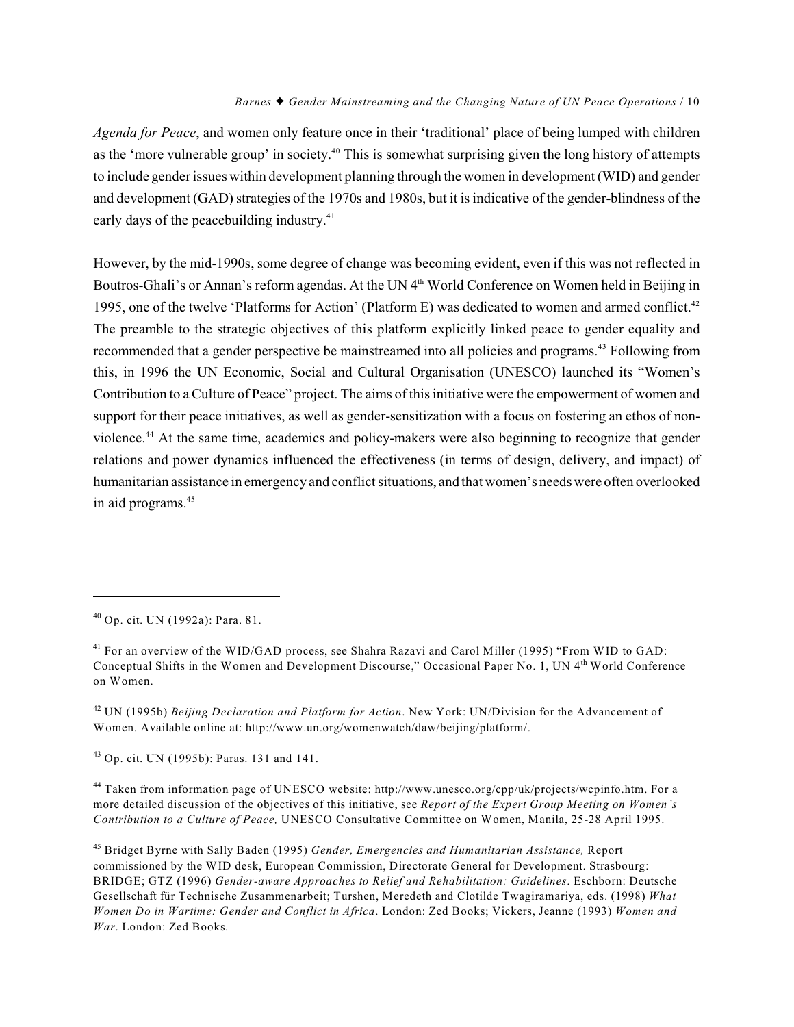*Agenda for Peace*, and women only feature once in their 'traditional' place of being lumped with children as the 'more vulnerable group' in society.[40] This is somewhat surprising given the long history of attempts to include gender issues within development planning through the women in development (WID) and gender and development (GAD) strategies of the 1970s and 1980s, but it is indicative of the gender-blindness of the early days of the peacebuilding industry.[41]

However, by the mid-1990s, some degree of change was becoming evident, even if this was not reflected in Boutros-Ghali's or Annan's reform agendas. At the UN 4th World Conference on Women held in Beijing in 1995, one of the twelve 'Platforms for Action' (Platform E) was dedicated to women and armed conflict.[42] The preamble to the strategic objectives of this platform explicitly linked peace to gender equality and recommended that a gender perspective be mainstreamed into all policies and programs.[43] Following from this, in 1996 the UN Economic, Social and Cultural Organisation (UNESCO) launched its "Women's Contribution to a Culture of Peace" project. The aims of this initiative were the empowerment of women and support for their peace initiatives, as well as gender-sensitization with a focus on fostering an ethos of non-violence.[44] At the same time, academics and policy-makers were also beginning to recognize that gender relations and power dynamics influenced the effectiveness (in terms of design, delivery, and impact) of humanitarian assistance in emergency and conflict situations, and that women's needs were often overlooked in aid programs.[45]

---

[40] Op. cit. UN (1992a): Para. 81.

[41] For an overview of the WID/GAD process, see Shahra Razavi and Carol Miller (1995) "From WID to GAD: Conceptual Shifts in the Women and Development Discourse," Occasional Paper No. 1, UN 4th World Conference on Women.

[42] UN (1995b) *Beijing Declaration and Platform for Action*. New York: UN/Division for the Advancement of Women. Available online at: http://www.un.org/womenwatch/daw/beijing/platform/.

[43] Op. cit. UN (1995b): Paras. 131 and 141.

[44] Taken from information page of UNESCO website: http://www.unesco.org/cpp/uk/projects/wcpinfo.htm. For a more detailed discussion of the objectives of this initiative, see *Report of the Expert Group Meeting on Women's Contribution to a Culture of Peace,* UNESCO Consultative Committee on Women, Manila, 25-28 April 1995.

[45] Bridget Byrne with Sally Baden (1995) *Gender, Emergencies and Humanitarian Assistance,* Report commissioned by the WID desk, European Commission, Directorate General for Development. Strasbourg: BRIDGE; GTZ (1996) *Gender-aware Approaches to Relief and Rehabilitation: Guidelines*. Eschborn: Deutsche Gesellschaft für Technische Zusammenarbeit; Turshen, Meredeth and Clotilde Twagiramariya, eds. (1998) *What Women Do in Wartime: Gender and Conflict in Africa*. London: Zed Books; Vickers, Jeanne (1993) *Women and War*. London: Zed Books.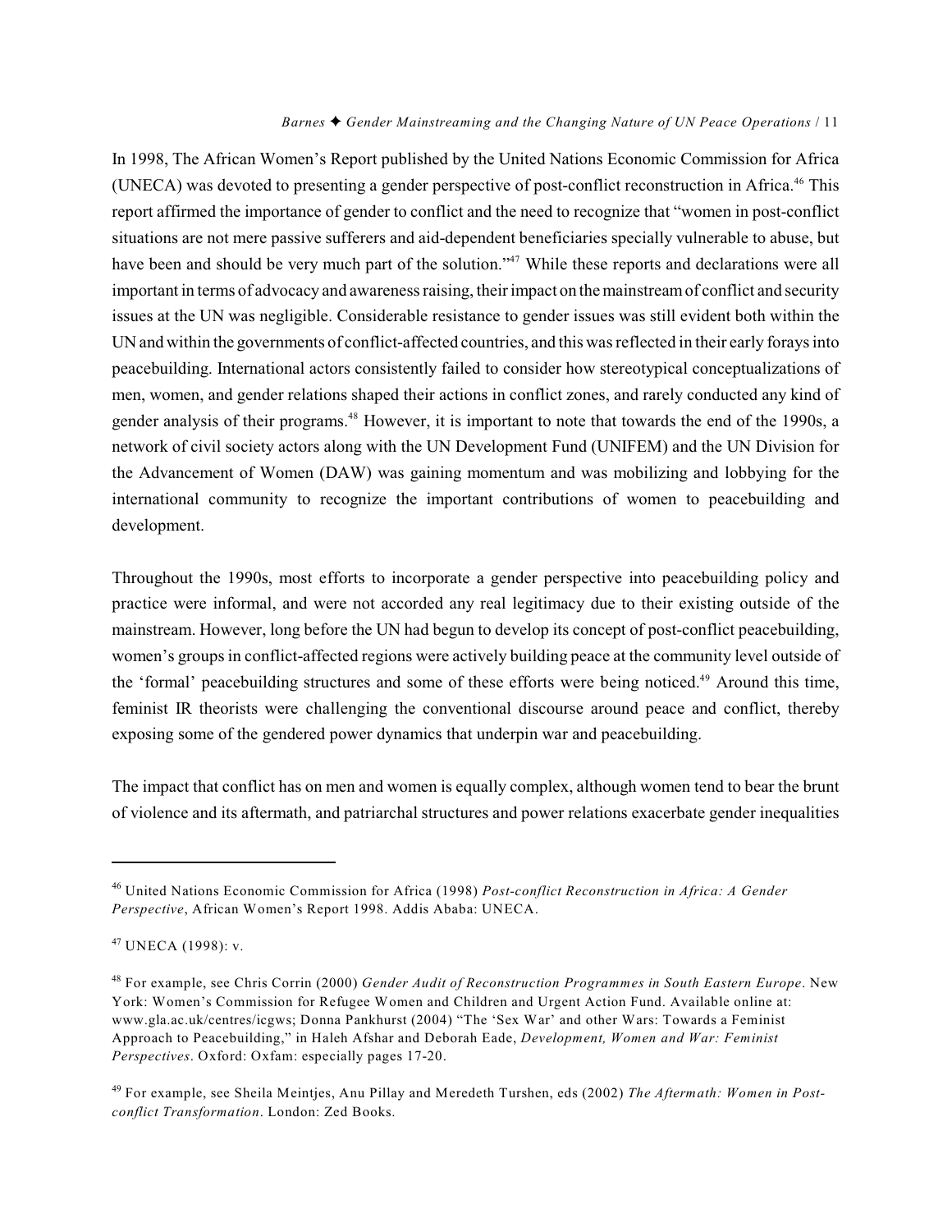In 1998, The African Women's Report published by the United Nations Economic Commission for Africa (UNECA) was devoted to presenting a gender perspective of post-conflict reconstruction in Africa.[46] This report affirmed the importance of gender to conflict and the need to recognize that "women in post-conflict situations are not mere passive sufferers and aid-dependent beneficiaries specially vulnerable to abuse, but have been and should be very much part of the solution."[47] While these reports and declarations were all important in terms of advocacy and awareness raising, their impact on the mainstream of conflict and security issues at the UN was negligible. Considerable resistance to gender issues was still evident both within the UN and within the governments of conflict-affected countries, and this was reflected in their early forays into peacebuilding. International actors consistently failed to consider how stereotypical conceptualizations of men, women, and gender relations shaped their actions in conflict zones, and rarely conducted any kind of gender analysis of their programs.[48] However, it is important to note that towards the end of the 1990s, a network of civil society actors along with the UN Development Fund (UNIFEM) and the UN Division for the Advancement of Women (DAW) was gaining momentum and was mobilizing and lobbying for the international community to recognize the important contributions of women to peacebuilding and development.

Throughout the 1990s, most efforts to incorporate a gender perspective into peacebuilding policy and practice were informal, and were not accorded any real legitimacy due to their existing outside of the mainstream. However, long before the UN had begun to develop its concept of post-conflict peacebuilding, women's groups in conflict-affected regions were actively building peace at the community level outside of the 'formal' peacebuilding structures and some of these efforts were being noticed.[49] Around this time, feminist IR theorists were challenging the conventional discourse around peace and conflict, thereby exposing some of the gendered power dynamics that underpin war and peacebuilding.

The impact that conflict has on men and women is equally complex, although women tend to bear the brunt of violence and its aftermath, and patriarchal structures and power relations exacerbate gender inequalities

---

[46] United Nations Economic Commission for Africa (1998) *Post-conflict Reconstruction in Africa: A Gender Perspective*, African Women's Report 1998. Addis Ababa: UNECA.

[47] UNECA (1998): v.

[48] For example, see Chris Corrin (2000) *Gender Audit of Reconstruction Programmes in South Eastern Europe*. New York: Women's Commission for Refugee Women and Children and Urgent Action Fund. Available online at: www.gla.ac.uk/centres/icgws; Donna Pankhurst (2004) "The 'Sex War' and other Wars: Towards a Feminist Approach to Peacebuilding," in Haleh Afshar and Deborah Eade, *Development, Women and War: Feminist Perspectives*. Oxford: Oxfam: especially pages 17-20.

[49] For example, see Sheila Meintjes, Anu Pillay and Meredeth Turshen, eds (2002) *The Aftermath: Women in Post-conflict Transformation*. London: Zed Books.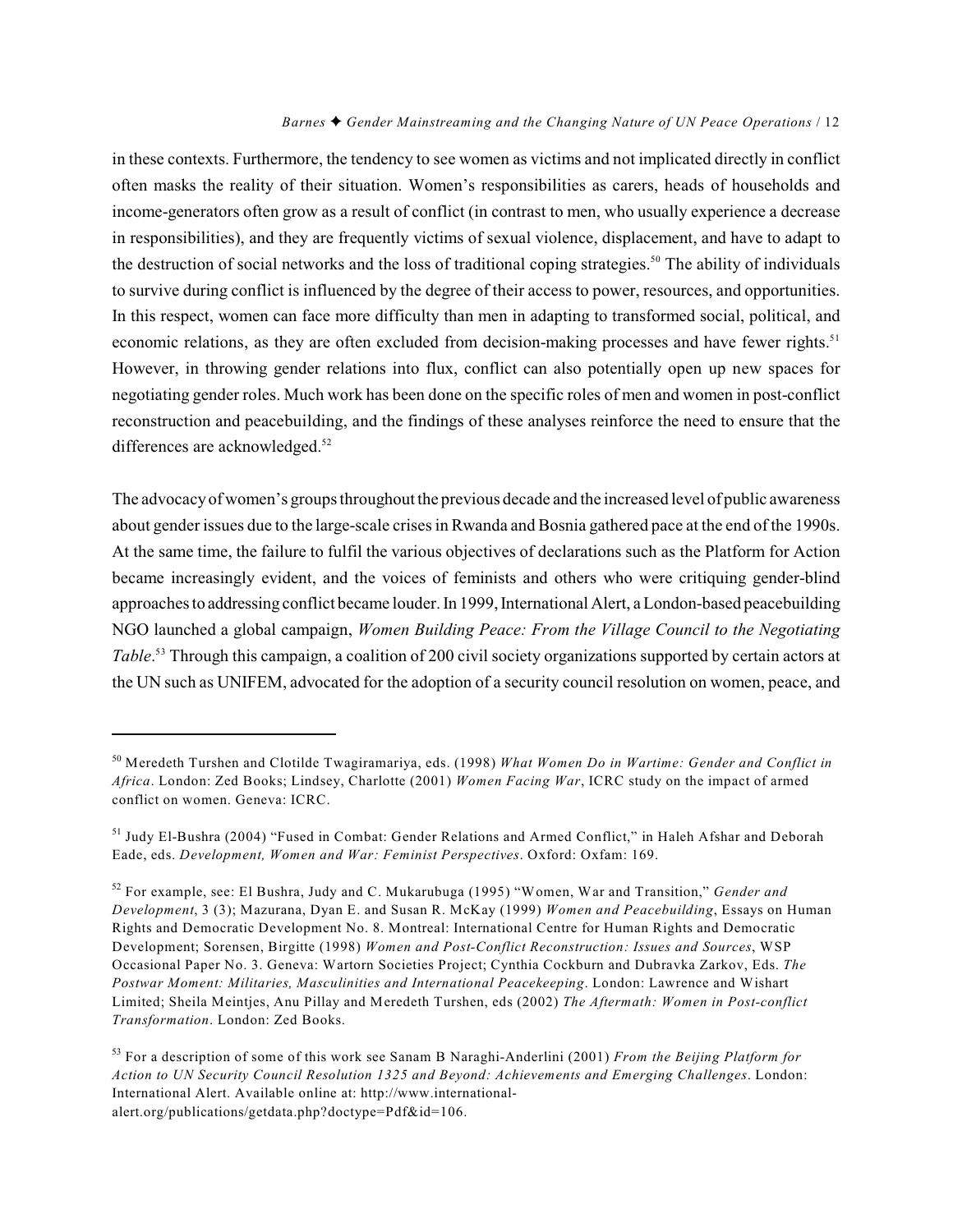in these contexts. Furthermore, the tendency to see women as victims and not implicated directly in conflict often masks the reality of their situation. Women's responsibilities as carers, heads of households and income-generators often grow as a result of conflict (in contrast to men, who usually experience a decrease in responsibilities), and they are frequently victims of sexual violence, displacement, and have to adapt to the destruction of social networks and the loss of traditional coping strategies.[50] The ability of individuals to survive during conflict is influenced by the degree of their access to power, resources, and opportunities. In this respect, women can face more difficulty than men in adapting to transformed social, political, and economic relations, as they are often excluded from decision-making processes and have fewer rights.[51] However, in throwing gender relations into flux, conflict can also potentially open up new spaces for negotiating gender roles. Much work has been done on the specific roles of men and women in post-conflict reconstruction and peacebuilding, and the findings of these analyses reinforce the need to ensure that the differences are acknowledged.[52]

The advocacy of women's groups throughout the previous decade and the increased level of public awareness about gender issues due to the large-scale crises in Rwanda and Bosnia gathered pace at the end of the 1990s. At the same time, the failure to fulfil the various objectives of declarations such as the Platform for Action became increasingly evident, and the voices of feminists and others who were critiquing gender-blind approaches to addressing conflict became louder. In 1999, International Alert, a London-based peacebuilding NGO launched a global campaign, *Women Building Peace: From the Village Council to the Negotiating Table*.[53] Through this campaign, a coalition of 200 civil society organizations supported by certain actors at the UN such as UNIFEM, advocated for the adoption of a security council resolution on women, peace, and

---

[50] Meredeth Turshen and Clotilde Twagiramariya, eds. (1998) *What Women Do in Wartime: Gender and Conflict in Africa*. London: Zed Books; Lindsey, Charlotte (2001) *Women Facing War*, ICRC study on the impact of armed conflict on women. Geneva: ICRC.

[51] Judy El-Bushra (2004) "Fused in Combat: Gender Relations and Armed Conflict," in Haleh Afshar and Deborah Eade, eds. *Development, Women and War: Feminist Perspectives*. Oxford: Oxfam: 169.

[52] For example, see: El Bushra, Judy and C. Mukarubuga (1995) "Women, War and Transition," *Gender and Development*, 3 (3); Mazurana, Dyan E. and Susan R. McKay (1999) *Women and Peacebuilding*, Essays on Human Rights and Democratic Development No. 8. Montreal: International Centre for Human Rights and Democratic Development; Sorensen, Birgitte (1998) *Women and Post-Conflict Reconstruction: Issues and Sources*, WSP Occasional Paper No. 3. Geneva: Wartorn Societies Project; Cynthia Cockburn and Dubravka Zarkov, Eds. *The Postwar Moment: Militaries, Masculinities and International Peacekeeping*. London: Lawrence and Wishart Limited; Sheila Meintjes, Anu Pillay and Meredeth Turshen, eds (2002) *The Aftermath: Women in Post-conflict Transformation*. London: Zed Books.

[53] For a description of some of this work see Sanam B Naraghi-Anderlini (2001) *From the Beijing Platform for Action to UN Security Council Resolution 1325 and Beyond: Achievements and Emerging Challenges*. London: International Alert. Available online at: http://www.international-alert.org/publications/getdata.php?doctype=Pdf&id=106.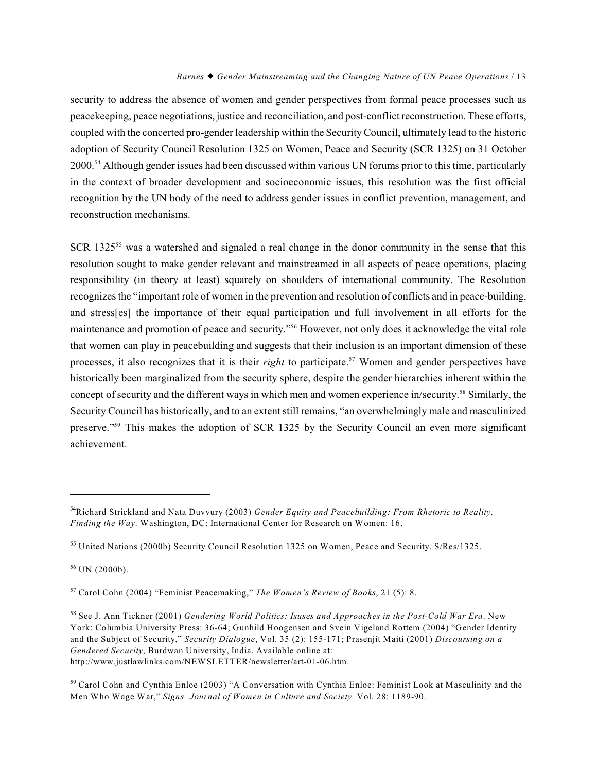security to address the absence of women and gender perspectives from formal peace processes such as peacekeeping, peace negotiations, justice and reconciliation, and post-conflict reconstruction. These efforts, coupled with the concerted pro-gender leadership within the Security Council, ultimately lead to the historic adoption of Security Council Resolution 1325 on Women, Peace and Security (SCR 1325) on 31 October 2000.[54] Although gender issues had been discussed within various UN forums prior to this time, particularly in the context of broader development and socioeconomic issues, this resolution was the first official recognition by the UN body of the need to address gender issues in conflict prevention, management, and reconstruction mechanisms.

SCR 1325[55] was a watershed and signaled a real change in the donor community in the sense that this resolution sought to make gender relevant and mainstreamed in all aspects of peace operations, placing responsibility (in theory at least) squarely on shoulders of international community. The Resolution recognizes the "important role of women in the prevention and resolution of conflicts and in peace-building, and stress[es] the importance of their equal participation and full involvement in all efforts for the maintenance and promotion of peace and security."[56] However, not only does it acknowledge the vital role that women can play in peacebuilding and suggests that their inclusion is an important dimension of these processes, it also recognizes that it is their *right* to participate.[57] Women and gender perspectives have historically been marginalized from the security sphere, despite the gender hierarchies inherent within the concept of security and the different ways in which men and women experience in/security.[58] Similarly, the Security Council has historically, and to an extent still remains, "an overwhelmingly male and masculinized preserve."[59] This makes the adoption of SCR 1325 by the Security Council an even more significant achievement.

---

[54] Richard Strickland and Nata Duvvury (2003) *Gender Equity and Peacebuilding: From Rhetoric to Reality, Finding the Way*. Washington, DC: International Center for Research on Women: 16.

[55] United Nations (2000b) Security Council Resolution 1325 on Women, Peace and Security. S/Res/1325.

[56] UN (2000b).

[57] Carol Cohn (2004) "Feminist Peacemaking," *The Women's Review of Books*, 21 (5): 8.

[58] See J. Ann Tickner (2001) *Gendering World Politics: Isuses and Approaches in the Post-Cold War Era*. New York: Columbia University Press: 36-64; Gunhild Hoogensen and Svein Vigeland Rottem (2004) "Gender Identity and the Subject of Security," *Security Dialogue*, Vol. 35 (2): 155-171; Prasenjit Maiti (2001) *Discoursing on a Gendered Security*, Burdwan University, India. Available online at: http://www.justlawlinks.com/NEWSLETTER/newsletter/art-01-06.htm.

[59] Carol Cohn and Cynthia Enloe (2003) "A Conversation with Cynthia Enloe: Feminist Look at Masculinity and the Men Who Wage War," *Signs: Journal of Women in Culture and Society.* Vol. 28: 1189-90.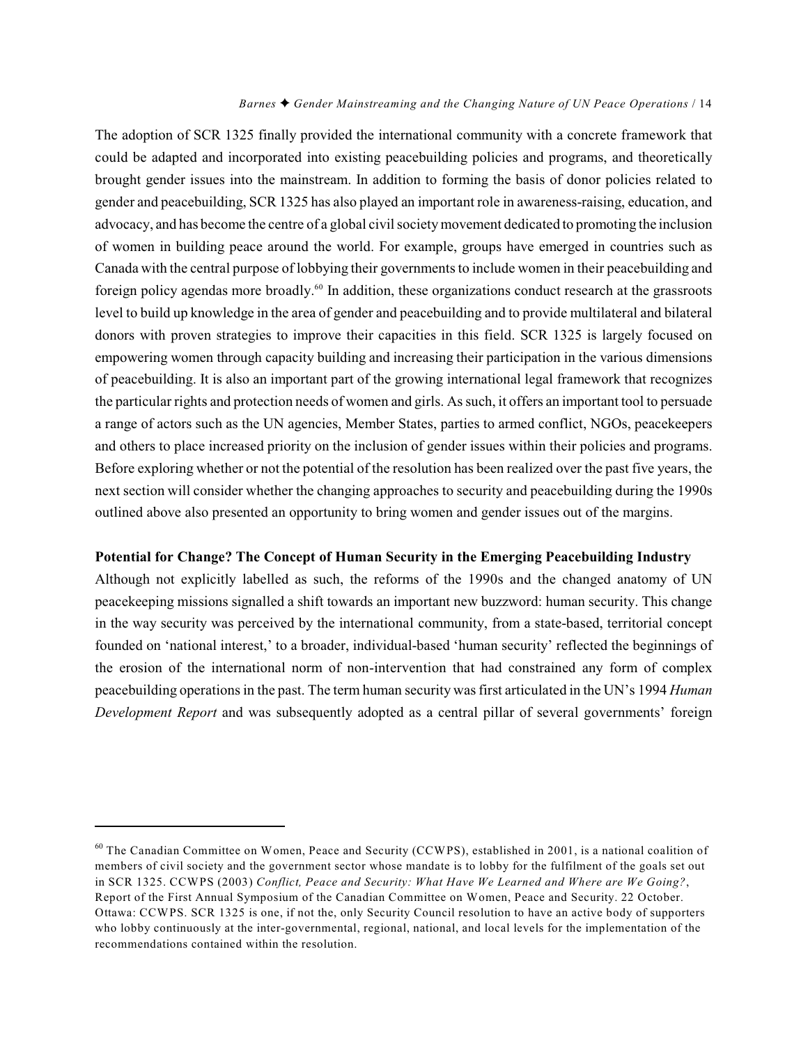The adoption of SCR 1325 finally provided the international community with a concrete framework that could be adapted and incorporated into existing peacebuilding policies and programs, and theoretically brought gender issues into the mainstream. In addition to forming the basis of donor policies related to gender and peacebuilding, SCR 1325 has also played an important role in awareness-raising, education, and advocacy, and has become the centre of a global civil society movement dedicated to promoting the inclusion of women in building peace around the world. For example, groups have emerged in countries such as Canada with the central purpose of lobbying their governments to include women in their peacebuilding and foreign policy agendas more broadly.[60] In addition, these organizations conduct research at the grassroots level to build up knowledge in the area of gender and peacebuilding and to provide multilateral and bilateral donors with proven strategies to improve their capacities in this field. SCR 1325 is largely focused on empowering women through capacity building and increasing their participation in the various dimensions of peacebuilding. It is also an important part of the growing international legal framework that recognizes the particular rights and protection needs of women and girls. As such, it offers an important tool to persuade a range of actors such as the UN agencies, Member States, parties to armed conflict, NGOs, peacekeepers and others to place increased priority on the inclusion of gender issues within their policies and programs. Before exploring whether or not the potential of the resolution has been realized over the past five years, the next section will consider whether the changing approaches to security and peacebuilding during the 1990s outlined above also presented an opportunity to bring women and gender issues out of the margins.

**Potential for Change? The Concept of Human Security in the Emerging Peacebuilding Industry**

Although not explicitly labelled as such, the reforms of the 1990s and the changed anatomy of UN peacekeeping missions signalled a shift towards an important new buzzword: human security. This change in the way security was perceived by the international community, from a state-based, territorial concept founded on 'national interest,' to a broader, individual-based 'human security' reflected the beginnings of the erosion of the international norm of non-intervention that had constrained any form of complex peacebuilding operations in the past. The term human security was first articulated in the UN's 1994 *Human Development Report* and was subsequently adopted as a central pillar of several governments' foreign

---

[60] The Canadian Committee on Women, Peace and Security (CCWPS), established in 2001, is a national coalition of members of civil society and the government sector whose mandate is to lobby for the fulfilment of the goals set out in SCR 1325. CCWPS (2003) *Conflict, Peace and Security: What Have We Learned and Where are We Going?*, Report of the First Annual Symposium of the Canadian Committee on Women, Peace and Security. 22 October. Ottawa: CCWPS. SCR 1325 is one, if not the, only Security Council resolution to have an active body of supporters who lobby continuously at the inter-governmental, regional, national, and local levels for the implementation of the recommendations contained within the resolution.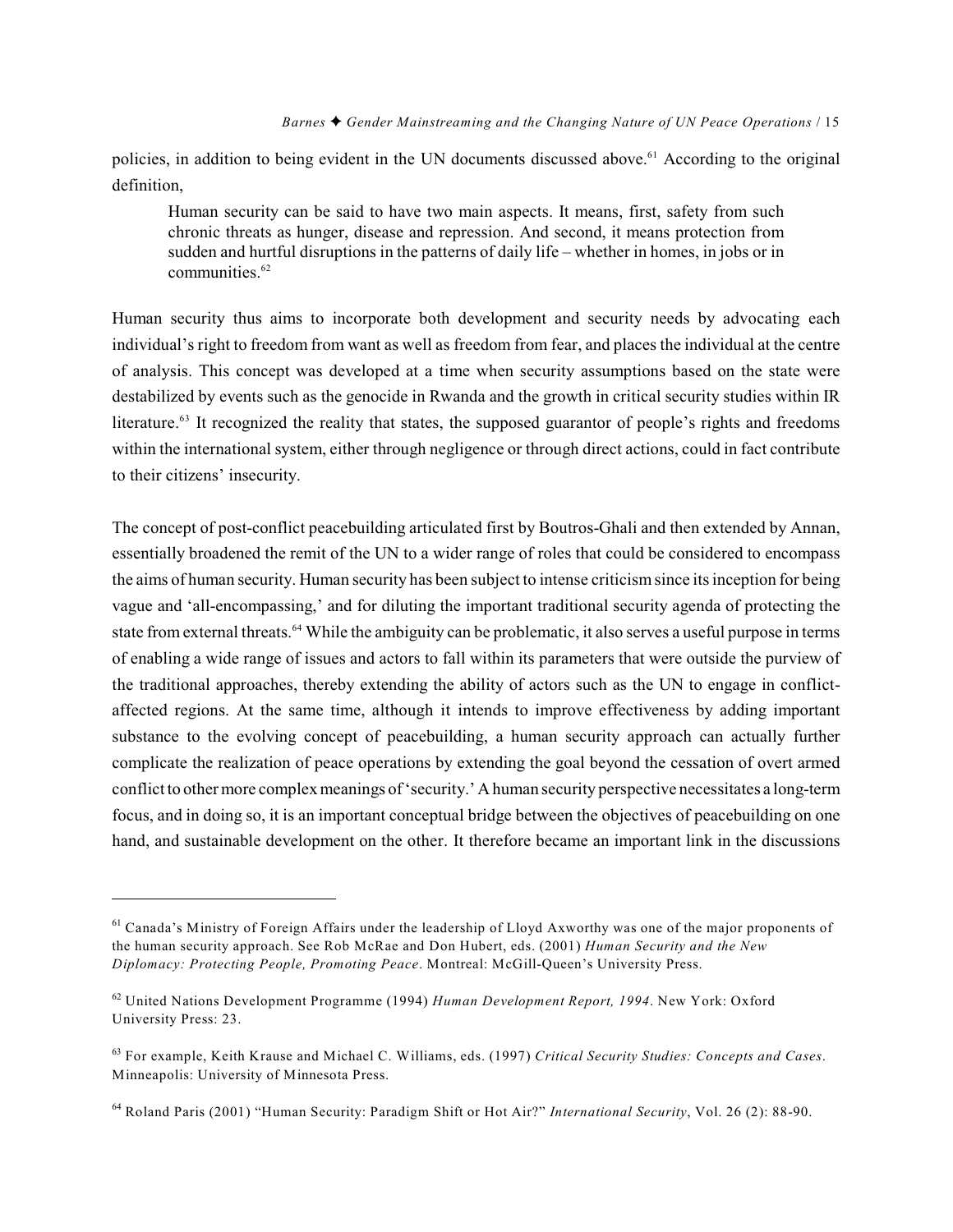policies, in addition to being evident in the UN documents discussed above.[61] According to the original definition,

> Human security can be said to have two main aspects. It means, first, safety from such chronic threats as hunger, disease and repression. And second, it means protection from sudden and hurtful disruptions in the patterns of daily life – whether in homes, in jobs or in communities.[62]

Human security thus aims to incorporate both development and security needs by advocating each individual's right to freedom from want as well as freedom from fear, and places the individual at the centre of analysis. This concept was developed at a time when security assumptions based on the state were destabilized by events such as the genocide in Rwanda and the growth in critical security studies within IR literature.[63] It recognized the reality that states, the supposed guarantor of people's rights and freedoms within the international system, either through negligence or through direct actions, could in fact contribute to their citizens' insecurity.

The concept of post-conflict peacebuilding articulated first by Boutros-Ghali and then extended by Annan, essentially broadened the remit of the UN to a wider range of roles that could be considered to encompass the aims of human security. Human security has been subject to intense criticism since its inception for being vague and 'all-encompassing,' and for diluting the important traditional security agenda of protecting the state from external threats.[64] While the ambiguity can be problematic, it also serves a useful purpose in terms of enabling a wide range of issues and actors to fall within its parameters that were outside the purview of the traditional approaches, thereby extending the ability of actors such as the UN to engage in conflict-affected regions. At the same time, although it intends to improve effectiveness by adding important substance to the evolving concept of peacebuilding, a human security approach can actually further complicate the realization of peace operations by extending the goal beyond the cessation of overt armed conflict to other more complex meanings of 'security.' A human security perspective necessitates a long-term focus, and in doing so, it is an important conceptual bridge between the objectives of peacebuilding on one hand, and sustainable development on the other. It therefore became an important link in the discussions

---

[61] Canada's Ministry of Foreign Affairs under the leadership of Lloyd Axworthy was one of the major proponents of the human security approach. See Rob McRae and Don Hubert, eds. (2001) *Human Security and the New Diplomacy: Protecting People, Promoting Peace*. Montreal: McGill-Queen's University Press.

[62] United Nations Development Programme (1994) *Human Development Report, 1994*. New York: Oxford University Press: 23.

[63] For example, Keith Krause and Michael C. Williams, eds. (1997) *Critical Security Studies: Concepts and Cases*. Minneapolis: University of Minnesota Press.

[64] Roland Paris (2001) "Human Security: Paradigm Shift or Hot Air?" *International Security*, Vol. 26 (2): 88-90.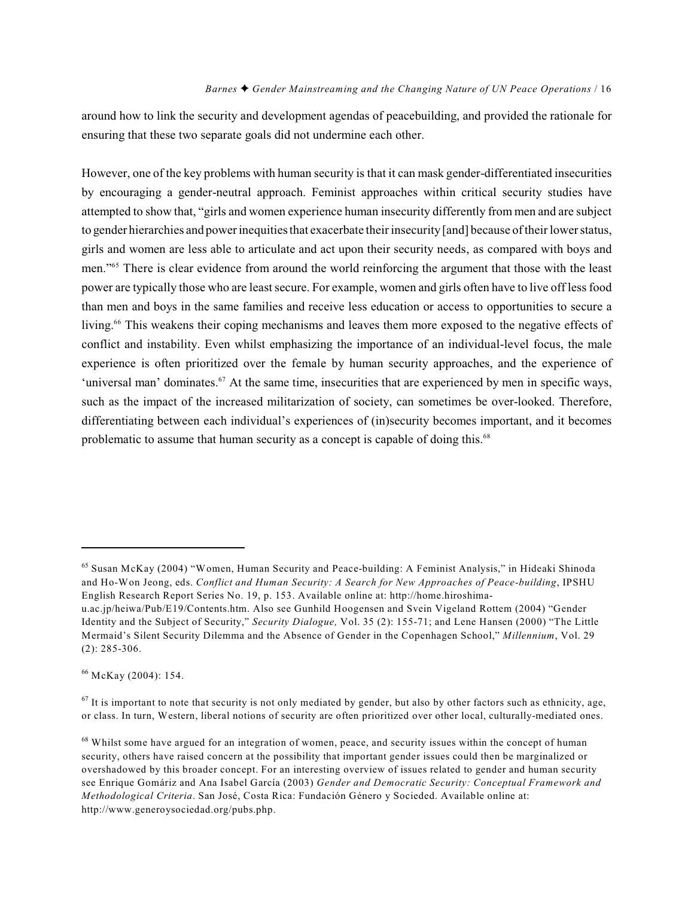around how to link the security and development agendas of peacebuilding, and provided the rationale for ensuring that these two separate goals did not undermine each other.

However, one of the key problems with human security is that it can mask gender-differentiated insecurities by encouraging a gender-neutral approach. Feminist approaches within critical security studies have attempted to show that, "girls and women experience human insecurity differently from men and are subject to gender hierarchies and power inequities that exacerbate their insecurity [and] because of their lower status, girls and women are less able to articulate and act upon their security needs, as compared with boys and men."[65] There is clear evidence from around the world reinforcing the argument that those with the least power are typically those who are least secure. For example, women and girls often have to live off less food than men and boys in the same families and receive less education or access to opportunities to secure a living.[66] This weakens their coping mechanisms and leaves them more exposed to the negative effects of conflict and instability. Even whilst emphasizing the importance of an individual-level focus, the male experience is often prioritized over the female by human security approaches, and the experience of 'universal man' dominates.[67] At the same time, insecurities that are experienced by men in specific ways, such as the impact of the increased militarization of society, can sometimes be over-looked. Therefore, differentiating between each individual's experiences of (in)security becomes important, and it becomes problematic to assume that human security as a concept is capable of doing this.[68]

---

[65] Susan McKay (2004) "Women, Human Security and Peace-building: A Feminist Analysis," in Hideaki Shinoda and Ho-Won Jeong, eds. *Conflict and Human Security: A Search for New Approaches of Peace-building*, IPSHU English Research Report Series No. 19, p. 153. Available online at: http://home.hiroshima-u.ac.jp/heiwa/Pub/E19/Contents.htm. Also see Gunhild Hoogensen and Svein Vigeland Rottem (2004) "Gender Identity and the Subject of Security," *Security Dialogue,* Vol. 35 (2): 155-71; and Lene Hansen (2000) "The Little Mermaid's Silent Security Dilemma and the Absence of Gender in the Copenhagen School," *Millennium*, Vol. 29 (2): 285-306.

[66] McKay (2004): 154.

[67] It is important to note that security is not only mediated by gender, but also by other factors such as ethnicity, age, or class. In turn, Western, liberal notions of security are often prioritized over other local, culturally-mediated ones.

[68] Whilst some have argued for an integration of women, peace, and security issues within the concept of human security, others have raised concern at the possibility that important gender issues could then be marginalized or overshadowed by this broader concept. For an interesting overview of issues related to gender and human security see Enrique Gomáriz and Ana Isabel García (2003) *Gender and Democratic Security: Conceptual Framework and Methodological Criteria*. San José, Costa Rica: Fundación Género y Socieded. Available online at: http://www.generoysociedad.org/pubs.php.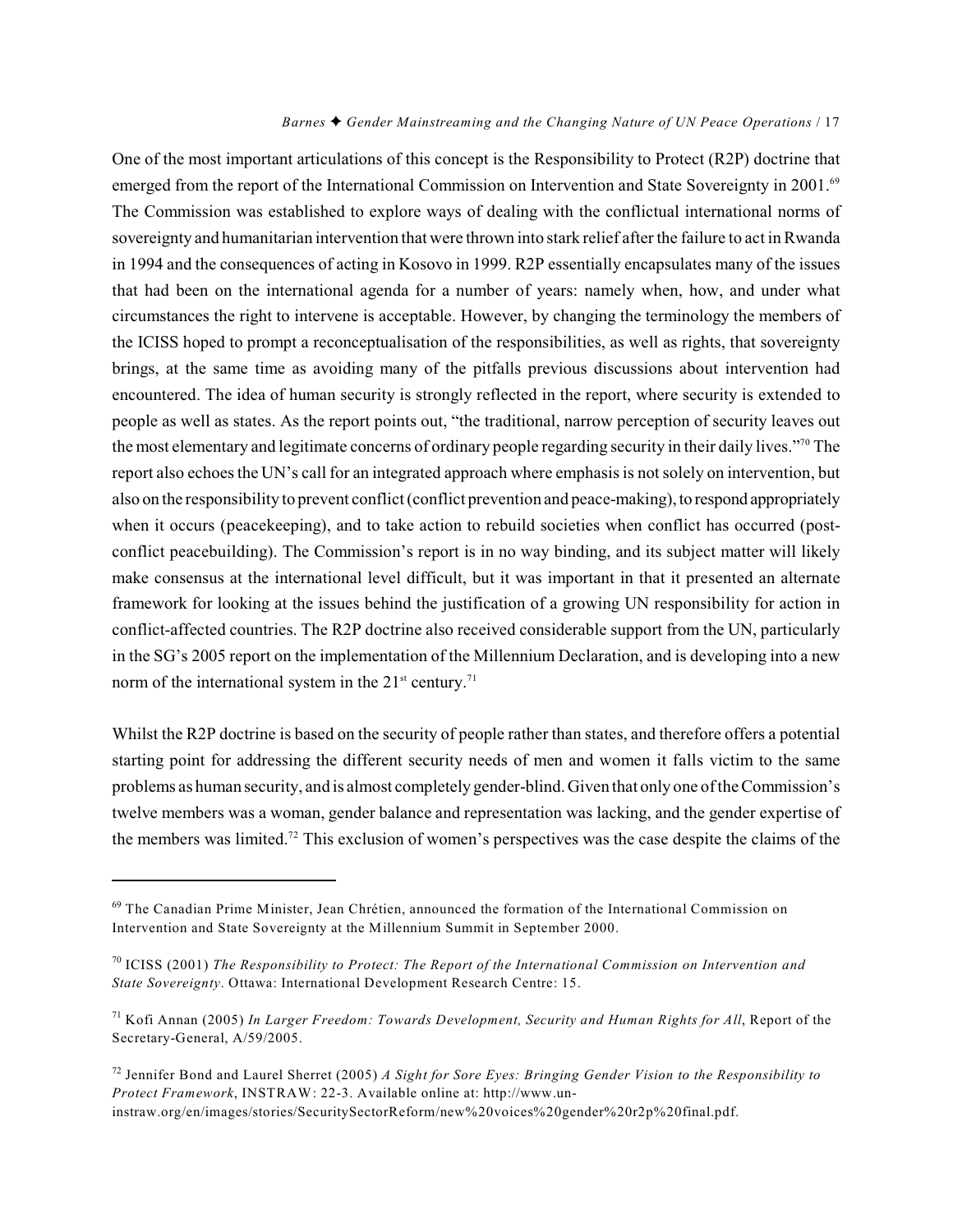One of the most important articulations of this concept is the Responsibility to Protect (R2P) doctrine that emerged from the report of the International Commission on Intervention and State Sovereignty in 2001.[69] The Commission was established to explore ways of dealing with the conflictual international norms of sovereignty and humanitarian intervention that were thrown into stark relief after the failure to act in Rwanda in 1994 and the consequences of acting in Kosovo in 1999. R2P essentially encapsulates many of the issues that had been on the international agenda for a number of years: namely when, how, and under what circumstances the right to intervene is acceptable. However, by changing the terminology the members of the ICISS hoped to prompt a reconceptualisation of the responsibilities, as well as rights, that sovereignty brings, at the same time as avoiding many of the pitfalls previous discussions about intervention had encountered. The idea of human security is strongly reflected in the report, where security is extended to people as well as states. As the report points out, "the traditional, narrow perception of security leaves out the most elementary and legitimate concerns of ordinary people regarding security in their daily lives."[70] The report also echoes the UN's call for an integrated approach where emphasis is not solely on intervention, but also on the responsibility to prevent conflict (conflict prevention and peace-making), to respond appropriately when it occurs (peacekeeping), and to take action to rebuild societies when conflict has occurred (post-conflict peacebuilding). The Commission's report is in no way binding, and its subject matter will likely make consensus at the international level difficult, but it was important in that it presented an alternate framework for looking at the issues behind the justification of a growing UN responsibility for action in conflict-affected countries. The R2P doctrine also received considerable support from the UN, particularly in the SG's 2005 report on the implementation of the Millennium Declaration, and is developing into a new norm of the international system in the 21st century.[71]

Whilst the R2P doctrine is based on the security of people rather than states, and therefore offers a potential starting point for addressing the different security needs of men and women it falls victim to the same problems as human security, and is almost completely gender-blind. Given that only one of the Commission's twelve members was a woman, gender balance and representation was lacking, and the gender expertise of the members was limited.[72] This exclusion of women's perspectives was the case despite the claims of the

---

[69] The Canadian Prime Minister, Jean Chrétien, announced the formation of the International Commission on Intervention and State Sovereignty at the Millennium Summit in September 2000.

[70] ICISS (2001) *The Responsibility to Protect: The Report of the International Commission on Intervention and State Sovereignty*. Ottawa: International Development Research Centre: 15.

[71] Kofi Annan (2005) *In Larger Freedom: Towards Development, Security and Human Rights for All*, Report of the Secretary-General, A/59/2005.

[72] Jennifer Bond and Laurel Sherret (2005) *A Sight for Sore Eyes: Bringing Gender Vision to the Responsibility to Protect Framework*, INSTRAW: 22-3. Available online at: http://www.un-instraw.org/en/images/stories/SecuritySectorReform/new%20voices%20gender%20r2p%20final.pdf.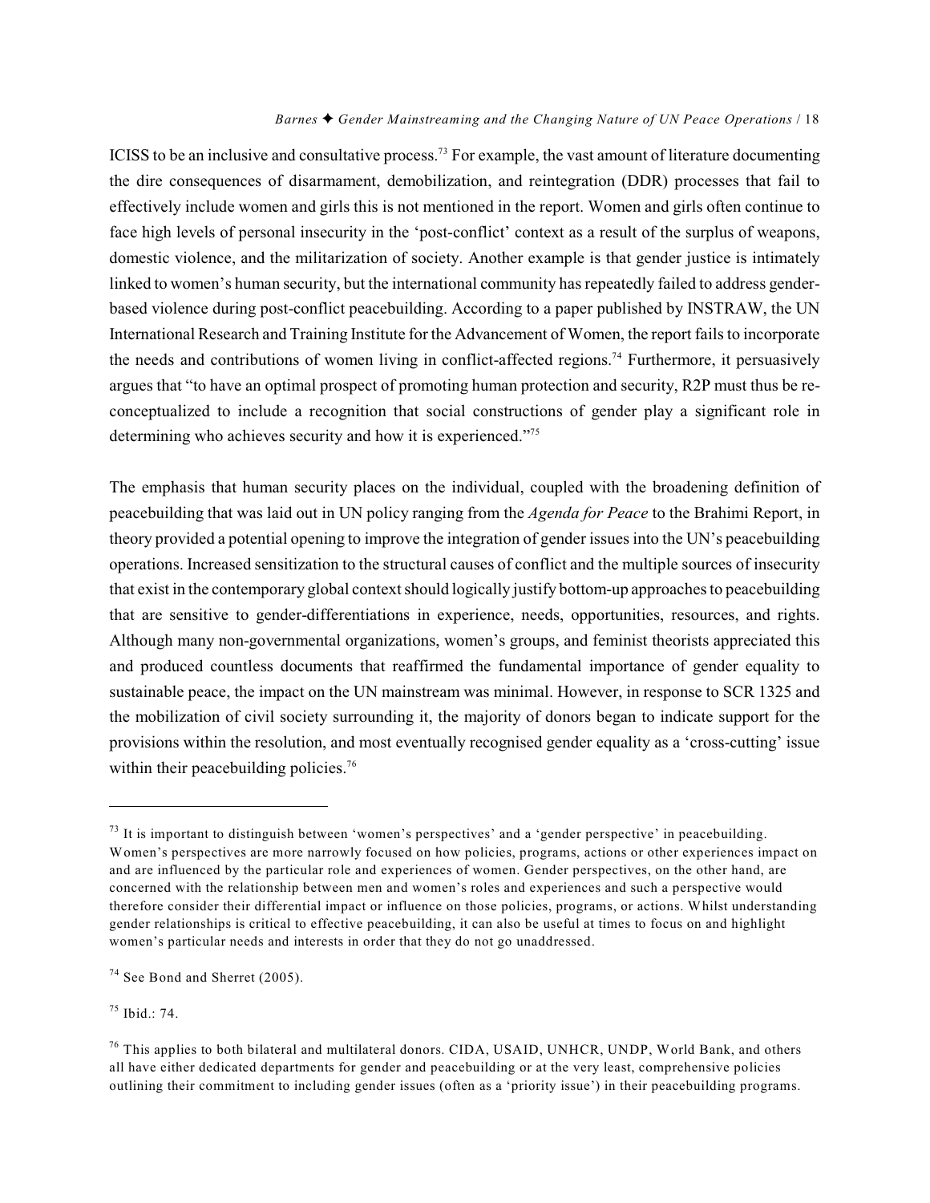ICISS to be an inclusive and consultative process.[73] For example, the vast amount of literature documenting the dire consequences of disarmament, demobilization, and reintegration (DDR) processes that fail to effectively include women and girls this is not mentioned in the report. Women and girls often continue to face high levels of personal insecurity in the 'post-conflict' context as a result of the surplus of weapons, domestic violence, and the militarization of society. Another example is that gender justice is intimately linked to women's human security, but the international community has repeatedly failed to address gender-based violence during post-conflict peacebuilding. According to a paper published by INSTRAW, the UN International Research and Training Institute for the Advancement of Women, the report fails to incorporate the needs and contributions of women living in conflict-affected regions.[74] Furthermore, it persuasively argues that "to have an optimal prospect of promoting human protection and security, R2P must thus be re-conceptualized to include a recognition that social constructions of gender play a significant role in determining who achieves security and how it is experienced."[75]

The emphasis that human security places on the individual, coupled with the broadening definition of peacebuilding that was laid out in UN policy ranging from the *Agenda for Peace* to the Brahimi Report, in theory provided a potential opening to improve the integration of gender issues into the UN's peacebuilding operations. Increased sensitization to the structural causes of conflict and the multiple sources of insecurity that exist in the contemporary global context should logically justify bottom-up approaches to peacebuilding that are sensitive to gender-differentiations in experience, needs, opportunities, resources, and rights. Although many non-governmental organizations, women's groups, and feminist theorists appreciated this and produced countless documents that reaffirmed the fundamental importance of gender equality to sustainable peace, the impact on the UN mainstream was minimal. However, in response to SCR 1325 and the mobilization of civil society surrounding it, the majority of donors began to indicate support for the provisions within the resolution, and most eventually recognised gender equality as a 'cross-cutting' issue within their peacebuilding policies.[76]

---

[73] It is important to distinguish between 'women's perspectives' and a 'gender perspective' in peacebuilding. Women's perspectives are more narrowly focused on how policies, programs, actions or other experiences impact on and are influenced by the particular role and experiences of women. Gender perspectives, on the other hand, are concerned with the relationship between men and women's roles and experiences and such a perspective would therefore consider their differential impact or influence on those policies, programs, or actions. Whilst understanding gender relationships is critical to effective peacebuilding, it can also be useful at times to focus on and highlight women's particular needs and interests in order that they do not go unaddressed.

[74] See Bond and Sherret (2005).

[75] Ibid.: 74.

[76] This applies to both bilateral and multilateral donors. CIDA, USAID, UNHCR, UNDP, World Bank, and others all have either dedicated departments for gender and peacebuilding or at the very least, comprehensive policies outlining their commitment to including gender issues (often as a 'priority issue') in their peacebuilding programs.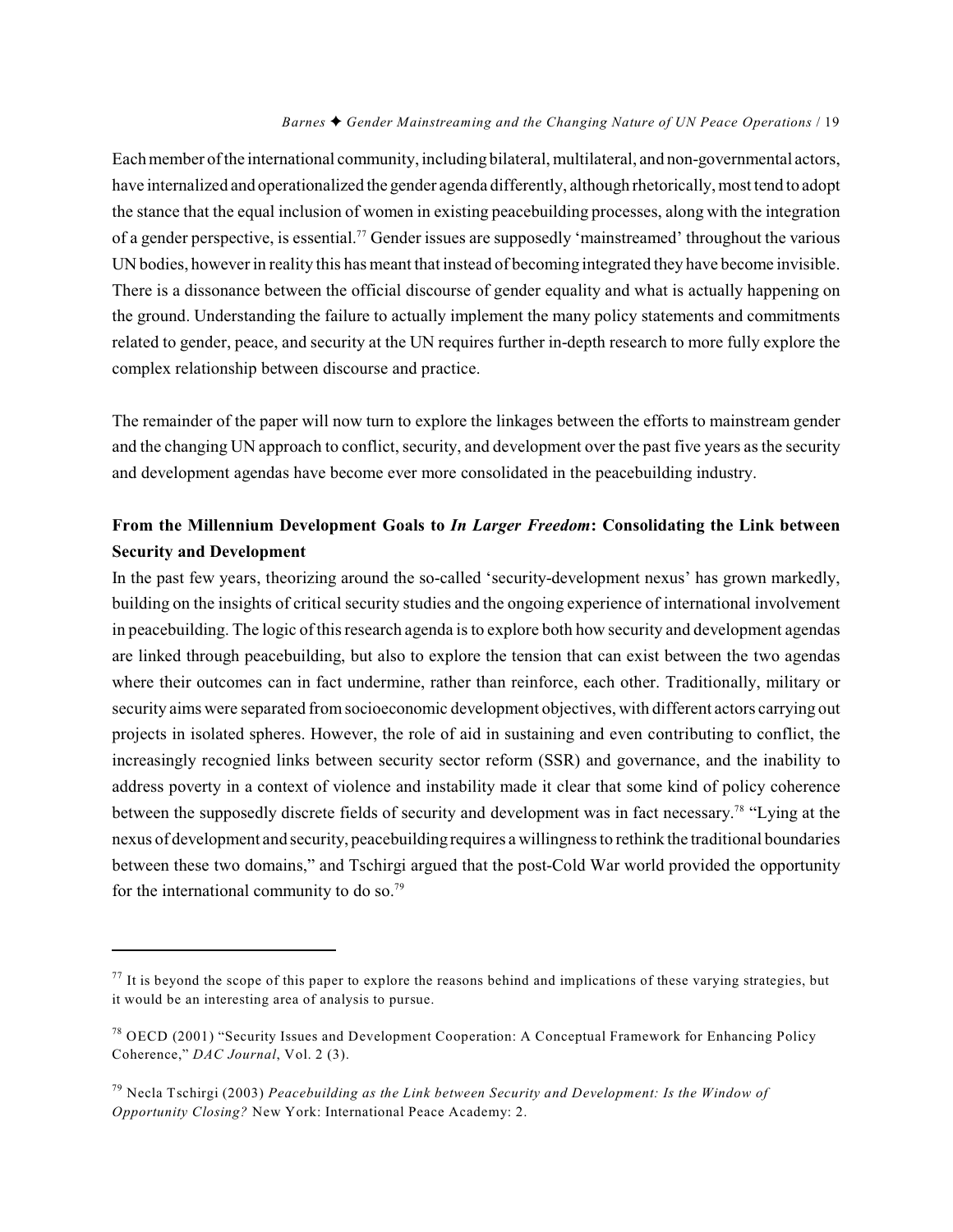Each member of the international community, including bilateral, multilateral, and non-governmental actors, have internalized and operationalized the gender agenda differently, although rhetorically, most tend to adopt the stance that the equal inclusion of women in existing peacebuilding processes, along with the integration of a gender perspective, is essential.[77] Gender issues are supposedly 'mainstreamed' throughout the various UN bodies, however in reality this has meant that instead of becoming integrated they have become invisible. There is a dissonance between the official discourse of gender equality and what is actually happening on the ground. Understanding the failure to actually implement the many policy statements and commitments related to gender, peace, and security at the UN requires further in-depth research to more fully explore the complex relationship between discourse and practice.

The remainder of the paper will now turn to explore the linkages between the efforts to mainstream gender and the changing UN approach to conflict, security, and development over the past five years as the security and development agendas have become ever more consolidated in the peacebuilding industry.

**From the Millennium Development Goals to *In Larger Freedom*: Consolidating the Link between Security and Development**

In the past few years, theorizing around the so-called 'security-development nexus' has grown markedly, building on the insights of critical security studies and the ongoing experience of international involvement in peacebuilding. The logic of this research agenda is to explore both how security and development agendas are linked through peacebuilding, but also to explore the tension that can exist between the two agendas where their outcomes can in fact undermine, rather than reinforce, each other. Traditionally, military or security aims were separated from socioeconomic development objectives, with different actors carrying out projects in isolated spheres. However, the role of aid in sustaining and even contributing to conflict, the increasingly recognied links between security sector reform (SSR) and governance, and the inability to address poverty in a context of violence and instability made it clear that some kind of policy coherence between the supposedly discrete fields of security and development was in fact necessary.[78] "Lying at the nexus of development and security, peacebuilding requires a willingness to rethink the traditional boundaries between these two domains," and Tschirgi argued that the post-Cold War world provided the opportunity for the international community to do so.[79]

---

[77] It is beyond the scope of this paper to explore the reasons behind and implications of these varying strategies, but it would be an interesting area of analysis to pursue.

[78] OECD (2001) "Security Issues and Development Cooperation: A Conceptual Framework for Enhancing Policy Coherence," *DAC Journal*, Vol. 2 (3).

[79] Necla Tschirgi (2003) *Peacebuilding as the Link between Security and Development: Is the Window of Opportunity Closing?* New York: International Peace Academy: 2.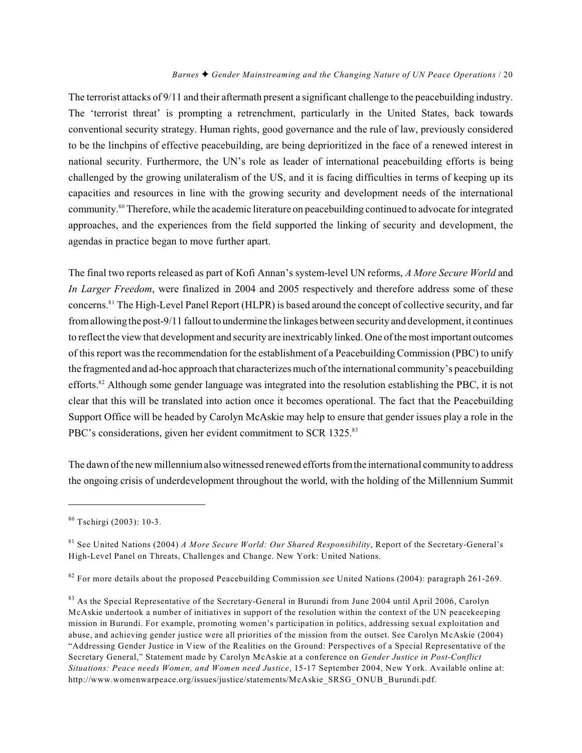The terrorist attacks of 9/11 and their aftermath present a significant challenge to the peacebuilding industry. The 'terrorist threat' is prompting a retrenchment, particularly in the United States, back towards conventional security strategy. Human rights, good governance and the rule of law, previously considered to be the linchpins of effective peacebuilding, are being deprioritized in the face of a renewed interest in national security. Furthermore, the UN's role as leader of international peacebuilding efforts is being challenged by the growing unilateralism of the US, and it is facing difficulties in terms of keeping up its capacities and resources in line with the growing security and development needs of the international community.[80] Therefore, while the academic literature on peacebuilding continued to advocate for integrated approaches, and the experiences from the field supported the linking of security and development, the agendas in practice began to move further apart.

The final two reports released as part of Kofi Annan's system-level UN reforms, *A More Secure World* and *In Larger Freedom*, were finalized in 2004 and 2005 respectively and therefore address some of these concerns.[81] The High-Level Panel Report (HLPR) is based around the concept of collective security, and far from allowing the post-9/11 fallout to undermine the linkages between security and development, it continues to reflect the view that development and security are inextricably linked. One of the most important outcomes of this report was the recommendation for the establishment of a Peacebuilding Commission (PBC) to unify the fragmented and ad-hoc approach that characterizes much of the international community's peacebuilding efforts.[82] Although some gender language was integrated into the resolution establishing the PBC, it is not clear that this will be translated into action once it becomes operational. The fact that the Peacebuilding Support Office will be headed by Carolyn McAskie may help to ensure that gender issues play a role in the PBC's considerations, given her evident commitment to SCR 1325.[83]

The dawn of the new millennium also witnessed renewed efforts from the international community to address the ongoing crisis of underdevelopment throughout the world, with the holding of the Millennium Summit

---

[80] Tschirgi (2003): 10-3.

[81] See United Nations (2004) *A More Secure World: Our Shared Responsibility*, Report of the Secretary-General's High-Level Panel on Threats, Challenges and Change. New York: United Nations.

[82] For more details about the proposed Peacebuilding Commission see United Nations (2004): paragraph 261-269.

[83] As the Special Representative of the Secretary-General in Burundi from June 2004 until April 2006, Carolyn McAskie undertook a number of initiatives in support of the resolution within the context of the UN peacekeeping mission in Burundi. For example, promoting women's participation in politics, addressing sexual exploitation and abuse, and achieving gender justice were all priorities of the mission from the outset. See Carolyn McAskie (2004) "Addressing Gender Justice in View of the Realities on the Ground: Perspectives of a Special Representative of the Secretary General," Statement made by Carolyn McAskie at a conference on *Gender Justice in Post-Conflict Situations: Peace needs Women, and Women need Justice*, 15-17 September 2004, New York. Available online at: http://www.womenwarpeace.org/issues/justice/statements/McAskie_SRSG_ONUB_Burundi.pdf.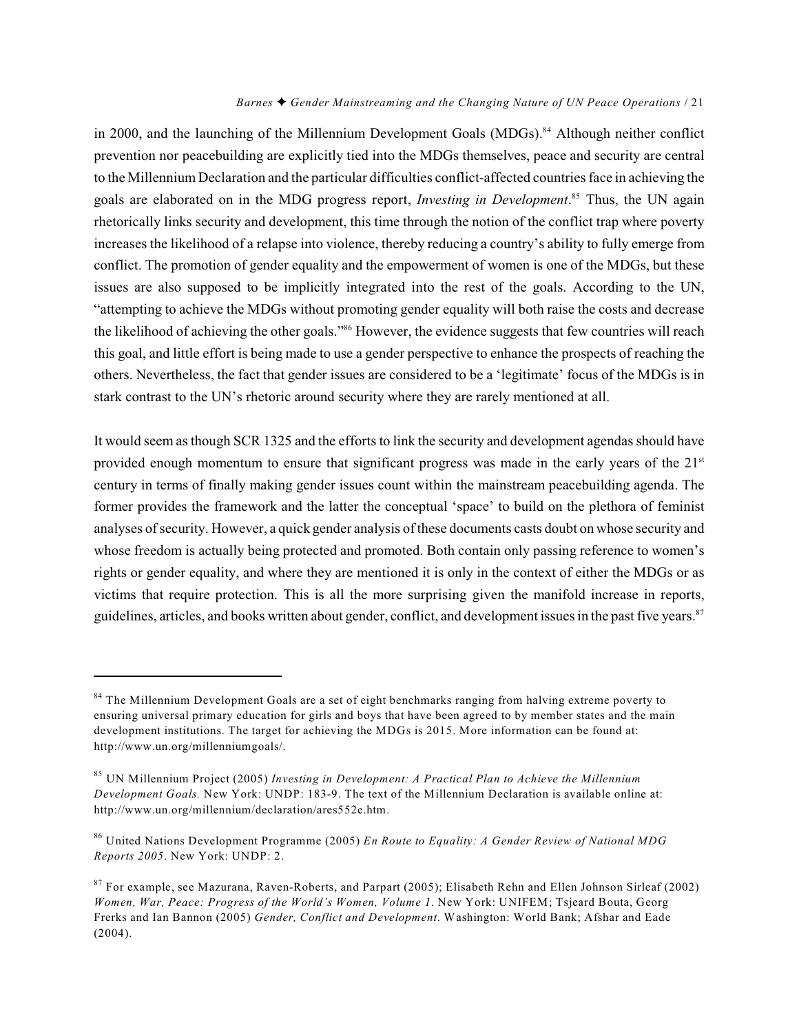in 2000, and the launching of the Millennium Development Goals (MDGs).[84] Although neither conflict prevention nor peacebuilding are explicitly tied into the MDGs themselves, peace and security are central to the Millennium Declaration and the particular difficulties conflict-affected countries face in achieving the goals are elaborated on in the MDG progress report, *Investing in Development*.[85] Thus, the UN again rhetorically links security and development, this time through the notion of the conflict trap where poverty increases the likelihood of a relapse into violence, thereby reducing a country's ability to fully emerge from conflict. The promotion of gender equality and the empowerment of women is one of the MDGs, but these issues are also supposed to be implicitly integrated into the rest of the goals. According to the UN, "attempting to achieve the MDGs without promoting gender equality will both raise the costs and decrease the likelihood of achieving the other goals."[86] However, the evidence suggests that few countries will reach this goal, and little effort is being made to use a gender perspective to enhance the prospects of reaching the others. Nevertheless, the fact that gender issues are considered to be a 'legitimate' focus of the MDGs is in stark contrast to the UN's rhetoric around security where they are rarely mentioned at all.

It would seem as though SCR 1325 and the efforts to link the security and development agendas should have provided enough momentum to ensure that significant progress was made in the early years of the 21st century in terms of finally making gender issues count within the mainstream peacebuilding agenda. The former provides the framework and the latter the conceptual 'space' to build on the plethora of feminist analyses of security. However, a quick gender analysis of these documents casts doubt on whose security and whose freedom is actually being protected and promoted. Both contain only passing reference to women's rights or gender equality, and where they are mentioned it is only in the context of either the MDGs or as victims that require protection. This is all the more surprising given the manifold increase in reports, guidelines, articles, and books written about gender, conflict, and development issues in the past five years.[87]

---

[84] The Millennium Development Goals are a set of eight benchmarks ranging from halving extreme poverty to ensuring universal primary education for girls and boys that have been agreed to by member states and the main development institutions. The target for achieving the MDGs is 2015. More information can be found at: http://www.un.org/millenniumgoals/.

[85] UN Millennium Project (2005) *Investing in Development: A Practical Plan to Achieve the Millennium Development Goals.* New York: UNDP: 183-9. The text of the Millennium Declaration is available online at: http://www.un.org/millennium/declaration/ares552e.htm.

[86] United Nations Development Programme (2005) *En Route to Equality: A Gender Review of National MDG Reports 2005*. New York: UNDP: 2.

[87] For example, see Mazurana, Raven-Roberts, and Parpart (2005); Elisabeth Rehn and Ellen Johnson Sirleaf (2002) *Women, War, Peace: Progress of the World's Women, Volume 1*. New York: UNIFEM; Tsjeard Bouta, Georg Frerks and Ian Bannon (2005) *Gender, Conflict and Development*. Washington: World Bank; Afshar and Eade (2004).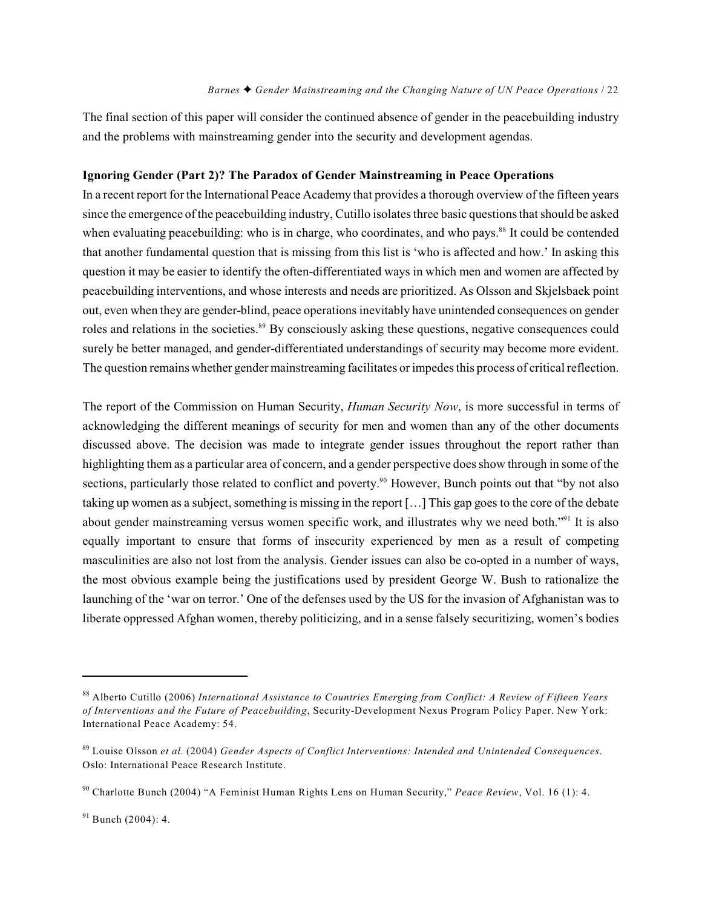The final section of this paper will consider the continued absence of gender in the peacebuilding industry and the problems with mainstreaming gender into the security and development agendas.

**Ignoring Gender (Part 2)? The Paradox of Gender Mainstreaming in Peace Operations**

In a recent report for the International Peace Academy that provides a thorough overview of the fifteen years since the emergence of the peacebuilding industry, Cutillo isolates three basic questions that should be asked when evaluating peacebuilding: who is in charge, who coordinates, and who pays.[88] It could be contended that another fundamental question that is missing from this list is 'who is affected and how.' In asking this question it may be easier to identify the often-differentiated ways in which men and women are affected by peacebuilding interventions, and whose interests and needs are prioritized. As Olsson and Skjelsbaek point out, even when they are gender-blind, peace operations inevitably have unintended consequences on gender roles and relations in the societies.[89] By consciously asking these questions, negative consequences could surely be better managed, and gender-differentiated understandings of security may become more evident. The question remains whether gender mainstreaming facilitates or impedes this process of critical reflection.

The report of the Commission on Human Security, *Human Security Now*, is more successful in terms of acknowledging the different meanings of security for men and women than any of the other documents discussed above. The decision was made to integrate gender issues throughout the report rather than highlighting them as a particular area of concern, and a gender perspective does show through in some of the sections, particularly those related to conflict and poverty.[90] However, Bunch points out that "by not also taking up women as a subject, something is missing in the report […] This gap goes to the core of the debate about gender mainstreaming versus women specific work, and illustrates why we need both."[91] It is also equally important to ensure that forms of insecurity experienced by men as a result of competing masculinities are also not lost from the analysis. Gender issues can also be co-opted in a number of ways, the most obvious example being the justifications used by president George W. Bush to rationalize the launching of the 'war on terror.' One of the defenses used by the US for the invasion of Afghanistan was to liberate oppressed Afghan women, thereby politicizing, and in a sense falsely securitizing, women's bodies

---

[88] Alberto Cutillo (2006) *International Assistance to Countries Emerging from Conflict: A Review of Fifteen Years of Interventions and the Future of Peacebuilding*, Security-Development Nexus Program Policy Paper. New York: International Peace Academy: 54.

[89] Louise Olsson *et al.* (2004) *Gender Aspects of Conflict Interventions: Intended and Unintended Consequences*. Oslo: International Peace Research Institute.

[90] Charlotte Bunch (2004) "A Feminist Human Rights Lens on Human Security," *Peace Review*, Vol. 16 (1): 4.

[91] Bunch (2004): 4.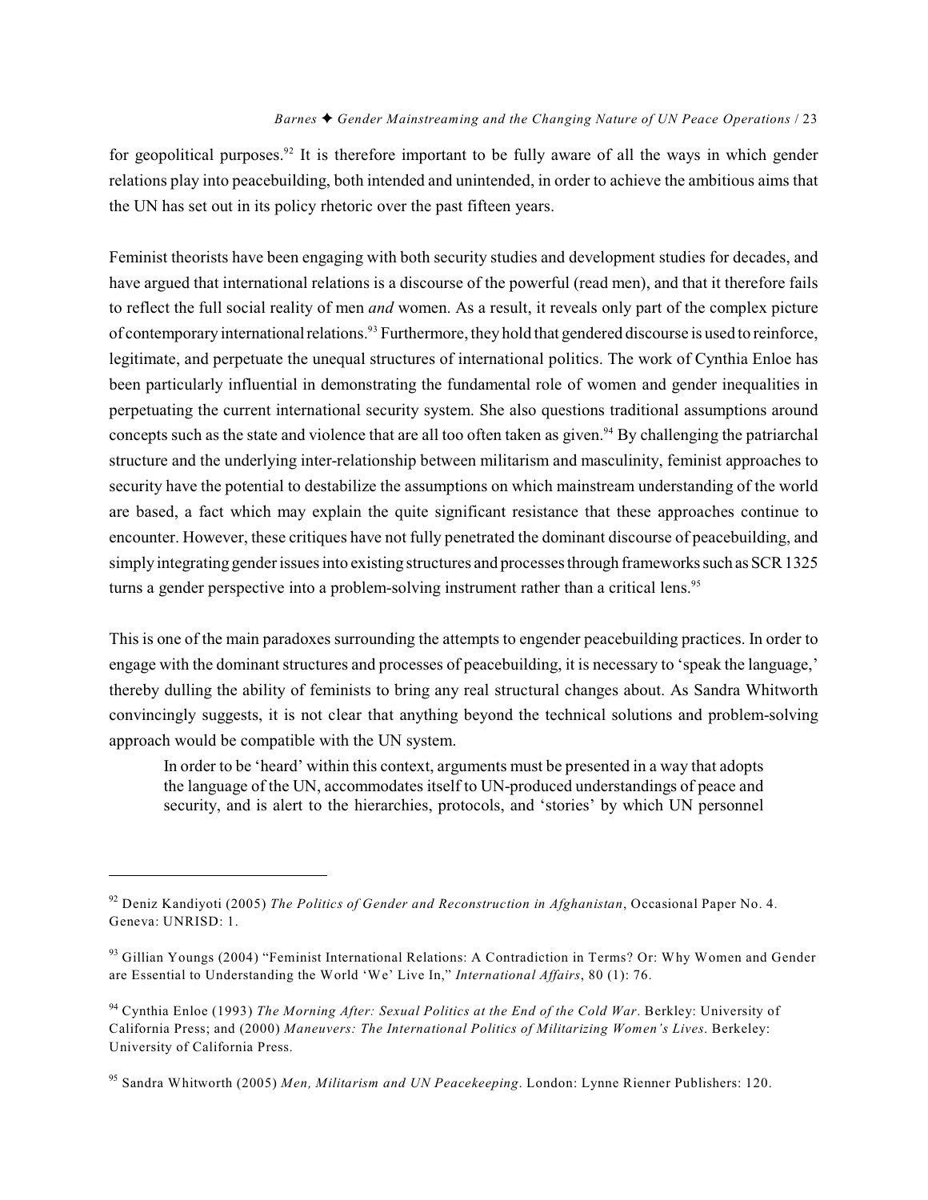for geopolitical purposes.[92] It is therefore important to be fully aware of all the ways in which gender relations play into peacebuilding, both intended and unintended, in order to achieve the ambitious aims that the UN has set out in its policy rhetoric over the past fifteen years.

Feminist theorists have been engaging with both security studies and development studies for decades, and have argued that international relations is a discourse of the powerful (read men), and that it therefore fails to reflect the full social reality of men *and* women. As a result, it reveals only part of the complex picture of contemporary international relations.[93] Furthermore, they hold that gendered discourse is used to reinforce, legitimate, and perpetuate the unequal structures of international politics. The work of Cynthia Enloe has been particularly influential in demonstrating the fundamental role of women and gender inequalities in perpetuating the current international security system. She also questions traditional assumptions around concepts such as the state and violence that are all too often taken as given.[94] By challenging the patriarchal structure and the underlying inter-relationship between militarism and masculinity, feminist approaches to security have the potential to destabilize the assumptions on which mainstream understanding of the world are based, a fact which may explain the quite significant resistance that these approaches continue to encounter. However, these critiques have not fully penetrated the dominant discourse of peacebuilding, and simply integrating gender issues into existing structures and processes through frameworks such as SCR 1325 turns a gender perspective into a problem-solving instrument rather than a critical lens.[95]

This is one of the main paradoxes surrounding the attempts to engender peacebuilding practices. In order to engage with the dominant structures and processes of peacebuilding, it is necessary to 'speak the language,' thereby dulling the ability of feminists to bring any real structural changes about. As Sandra Whitworth convincingly suggests, it is not clear that anything beyond the technical solutions and problem-solving approach would be compatible with the UN system.

> In order to be 'heard' within this context, arguments must be presented in a way that adopts the language of the UN, accommodates itself to UN-produced understandings of peace and security, and is alert to the hierarchies, protocols, and 'stories' by which UN personnel

---

[92] Deniz Kandiyoti (2005) *The Politics of Gender and Reconstruction in Afghanistan*, Occasional Paper No. 4. Geneva: UNRISD: 1.

[93] Gillian Youngs (2004) "Feminist International Relations: A Contradiction in Terms? Or: Why Women and Gender are Essential to Understanding the World 'We' Live In," *International Affairs*, 80 (1): 76.

[94] Cynthia Enloe (1993) *The Morning After: Sexual Politics at the End of the Cold War*. Berkley: University of California Press; and (2000) *Maneuvers: The International Politics of Militarizing Women's Lives*. Berkeley: University of California Press.

[95] Sandra Whitworth (2005) *Men, Militarism and UN Peacekeeping*. London: Lynne Rienner Publishers: 120.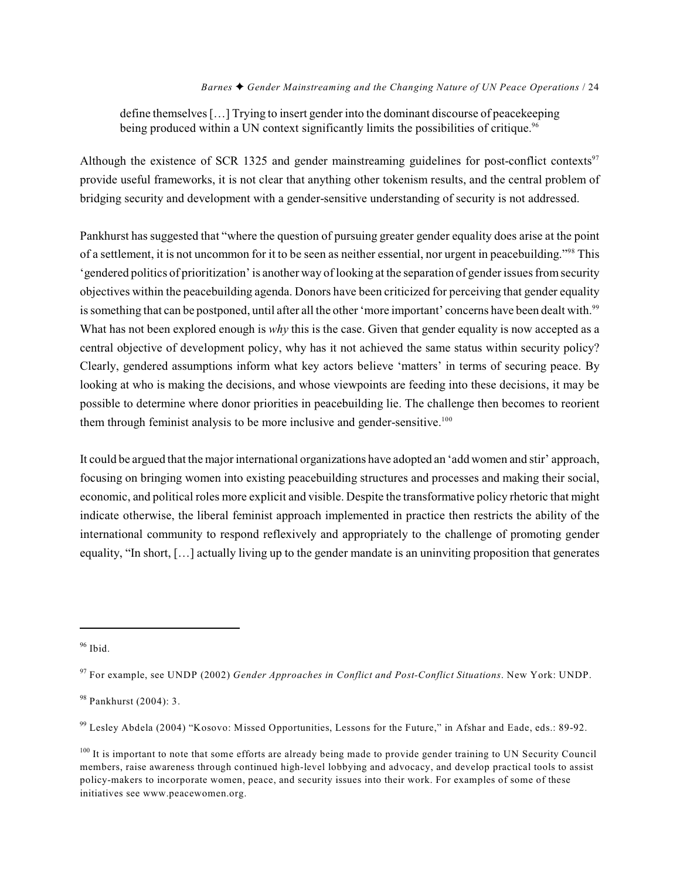> define themselves […] Trying to insert gender into the dominant discourse of peacekeeping being produced within a UN context significantly limits the possibilities of critique.[96]

Although the existence of SCR 1325 and gender mainstreaming guidelines for post-conflict contexts[97] provide useful frameworks, it is not clear that anything other tokenism results, and the central problem of bridging security and development with a gender-sensitive understanding of security is not addressed.

Pankhurst has suggested that "where the question of pursuing greater gender equality does arise at the point of a settlement, it is not uncommon for it to be seen as neither essential, nor urgent in peacebuilding."[98] This 'gendered politics of prioritization' is another way of looking at the separation of gender issues from security objectives within the peacebuilding agenda. Donors have been criticized for perceiving that gender equality is something that can be postponed, until after all the other 'more important' concerns have been dealt with.[99] What has not been explored enough is *why* this is the case. Given that gender equality is now accepted as a central objective of development policy, why has it not achieved the same status within security policy? Clearly, gendered assumptions inform what key actors believe 'matters' in terms of securing peace. By looking at who is making the decisions, and whose viewpoints are feeding into these decisions, it may be possible to determine where donor priorities in peacebuilding lie. The challenge then becomes to reorient them through feminist analysis to be more inclusive and gender-sensitive.[100]

It could be argued that the major international organizations have adopted an 'add women and stir' approach, focusing on bringing women into existing peacebuilding structures and processes and making their social, economic, and political roles more explicit and visible. Despite the transformative policy rhetoric that might indicate otherwise, the liberal feminist approach implemented in practice then restricts the ability of the international community to respond reflexively and appropriately to the challenge of promoting gender equality, "In short, […] actually living up to the gender mandate is an uninviting proposition that generates

---

[96] Ibid.

[97] For example, see UNDP (2002) *Gender Approaches in Conflict and Post-Conflict Situations*. New York: UNDP.

[98] Pankhurst (2004): 3.

[99] Lesley Abdela (2004) "Kosovo: Missed Opportunities, Lessons for the Future," in Afshar and Eade, eds.: 89-92.

[100] It is important to note that some efforts are already being made to provide gender training to UN Security Council members, raise awareness through continued high-level lobbying and advocacy, and develop practical tools to assist policy-makers to incorporate women, peace, and security issues into their work. For examples of some of these initiatives see www.peacewomen.org.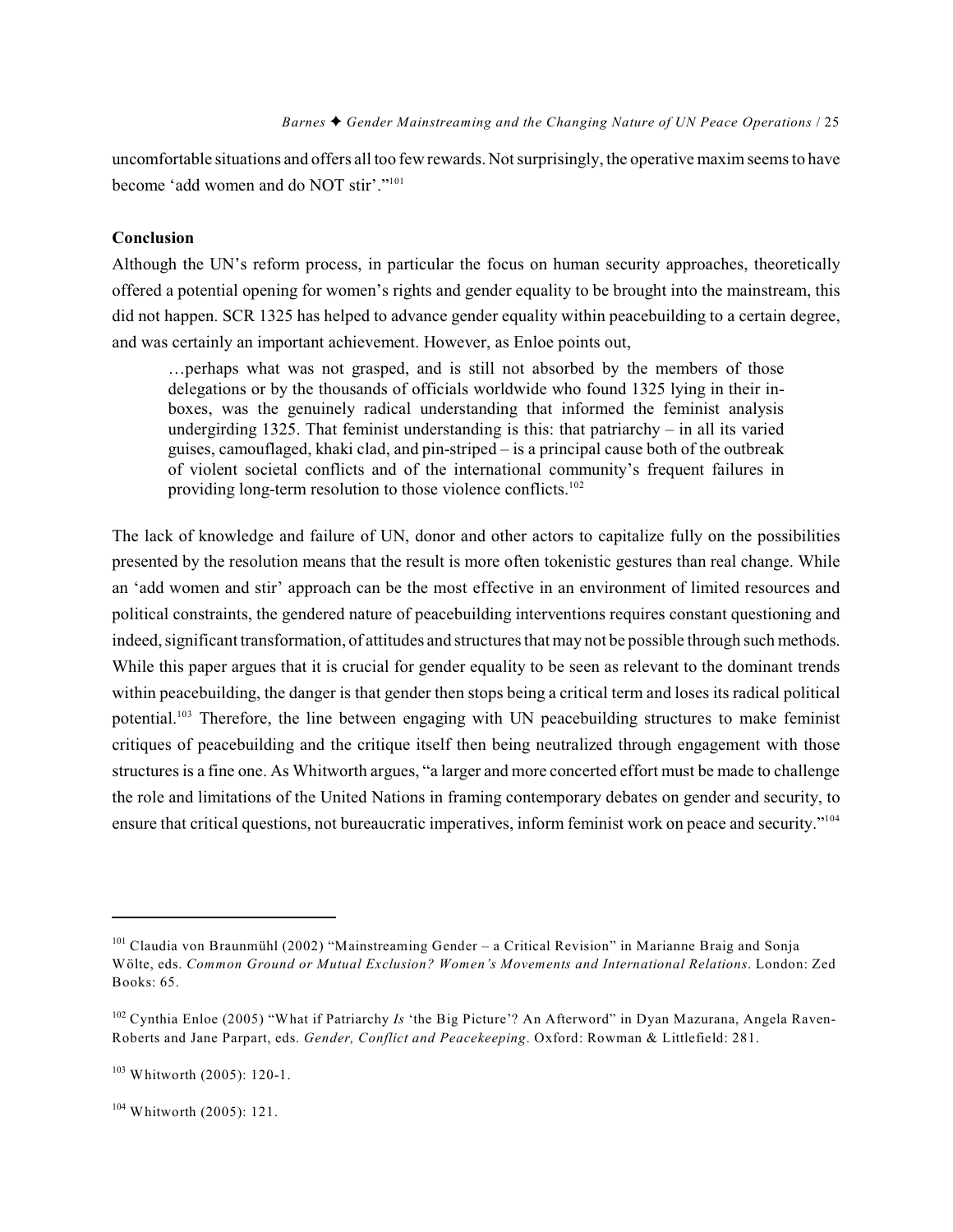uncomfortable situations and offers all too few rewards. Not surprisingly, the operative maxim seems to have become 'add women and do NOT stir'."[101]

## Conclusion

Although the UN's reform process, in particular the focus on human security approaches, theoretically offered a potential opening for women's rights and gender equality to be brought into the mainstream, this did not happen. SCR 1325 has helped to advance gender equality within peacebuilding to a certain degree, and was certainly an important achievement. However, as Enloe points out,

> …perhaps what was not grasped, and is still not absorbed by the members of those delegations or by the thousands of officials worldwide who found 1325 lying in their in-boxes, was the genuinely radical understanding that informed the feminist analysis undergirding 1325. That feminist understanding is this: that patriarchy – in all its varied guises, camouflaged, khaki clad, and pin-striped – is a principal cause both of the outbreak of violent societal conflicts and of the international community's frequent failures in providing long-term resolution to those violence conflicts.[102]

The lack of knowledge and failure of UN, donor and other actors to capitalize fully on the possibilities presented by the resolution means that the result is more often tokenistic gestures than real change. While an 'add women and stir' approach can be the most effective in an environment of limited resources and political constraints, the gendered nature of peacebuilding interventions requires constant questioning and indeed, significant transformation, of attitudes and structures that may not be possible through such methods. While this paper argues that it is crucial for gender equality to be seen as relevant to the dominant trends within peacebuilding, the danger is that gender then stops being a critical term and loses its radical political potential.[103] Therefore, the line between engaging with UN peacebuilding structures to make feminist critiques of peacebuilding and the critique itself then being neutralized through engagement with those structures is a fine one. As Whitworth argues, "a larger and more concerted effort must be made to challenge the role and limitations of the United Nations in framing contemporary debates on gender and security, to ensure that critical questions, not bureaucratic imperatives, inform feminist work on peace and security."[104]

---

[101] Claudia von Braunmühl (2002) "Mainstreaming Gender – a Critical Revision" in Marianne Braig and Sonja Wölte, eds. *Common Ground or Mutual Exclusion? Women's Movements and International Relations*. London: Zed Books: 65.

[102] Cynthia Enloe (2005) "What if Patriarchy *Is* 'the Big Picture'? An Afterword" in Dyan Mazurana, Angela Raven-Roberts and Jane Parpart, eds. *Gender, Conflict and Peacekeeping*. Oxford: Rowman & Littlefield: 281.

[103] Whitworth (2005): 120-1.

[104] Whitworth (2005): 121.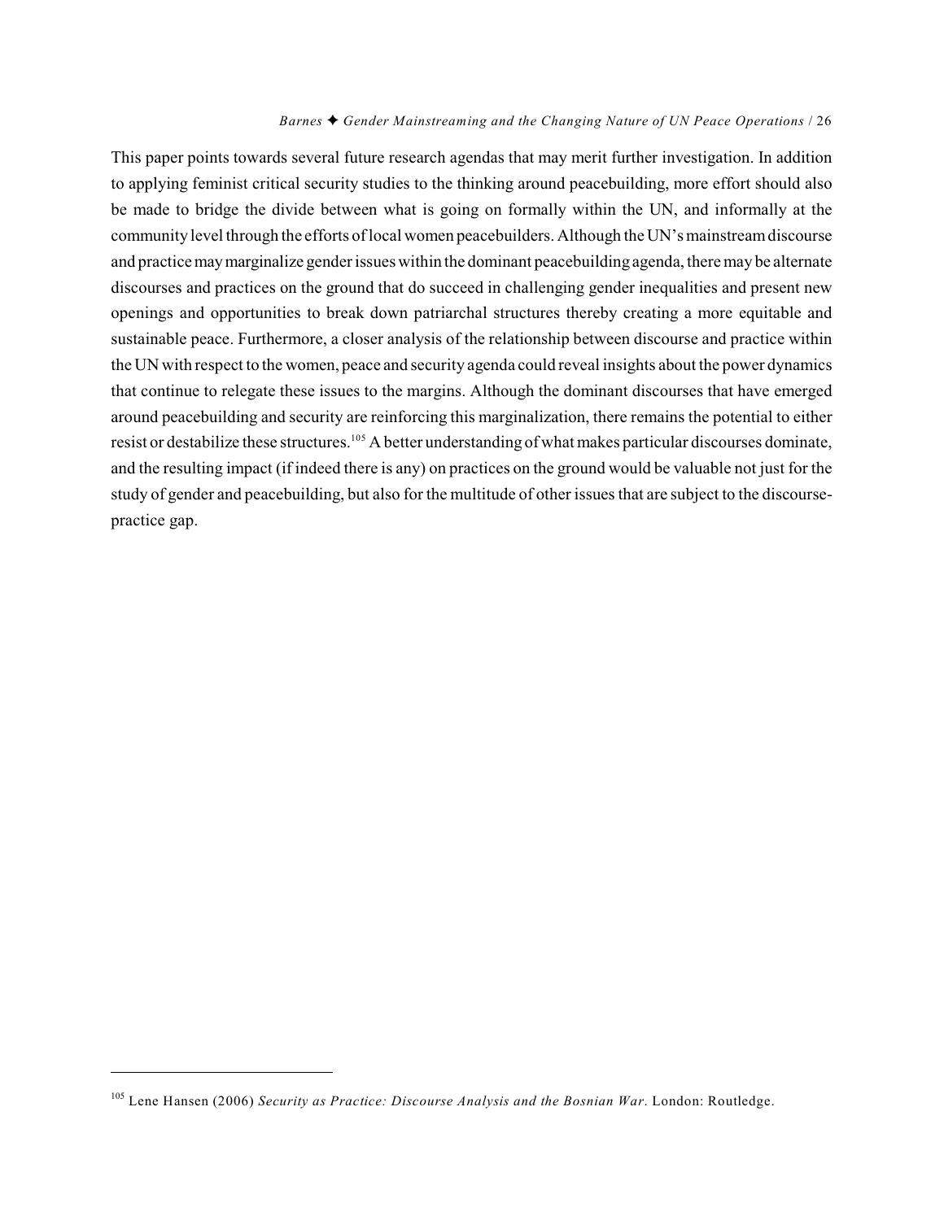This paper points towards several future research agendas that may merit further investigation. In addition to applying feminist critical security studies to the thinking around peacebuilding, more effort should also be made to bridge the divide between what is going on formally within the UN, and informally at the community level through the efforts of local women peacebuilders. Although the UN's mainstream discourse and practice may marginalize gender issues within the dominant peacebuilding agenda, there may be alternate discourses and practices on the ground that do succeed in challenging gender inequalities and present new openings and opportunities to break down patriarchal structures thereby creating a more equitable and sustainable peace. Furthermore, a closer analysis of the relationship between discourse and practice within the UN with respect to the women, peace and security agenda could reveal insights about the power dynamics that continue to relegate these issues to the margins. Although the dominant discourses that have emerged around peacebuilding and security are reinforcing this marginalization, there remains the potential to either resist or destabilize these structures.[105] A better understanding of what makes particular discourses dominate, and the resulting impact (if indeed there is any) on practices on the ground would be valuable not just for the study of gender and peacebuilding, but also for the multitude of other issues that are subject to the discourse-practice gap.

---

[105] Lene Hansen (2006) *Security as Practice: Discourse Analysis and the Bosnian War*. London: Routledge.